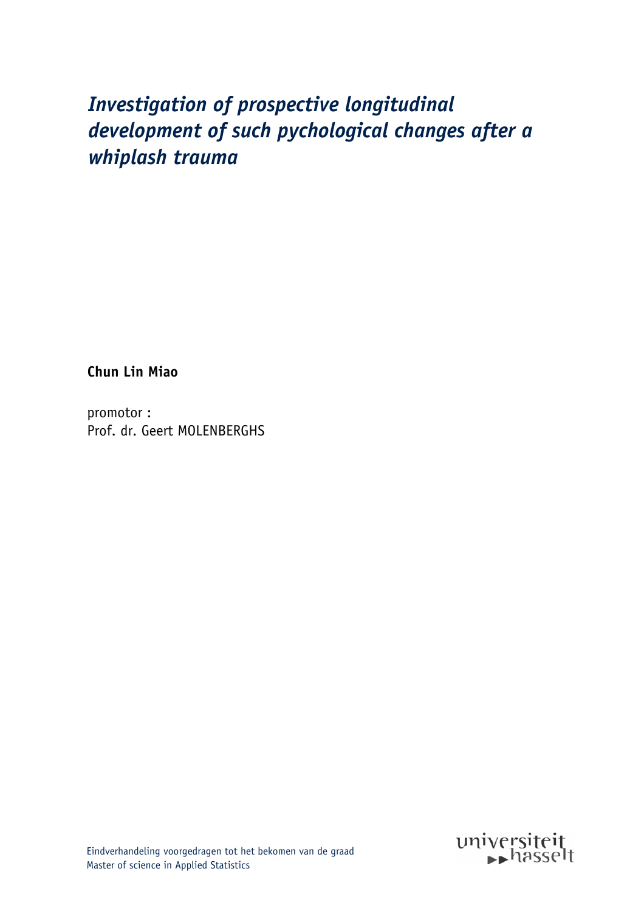# *Investigation of prospective longitudinal development of such pychological changes after a whiplash trauma*

**Chun Lin Miao**

promotor :
Prof. dr. Geert MOLENBERGHS

Eindverhandeling voorgedragen tot het bekomen van de graad
Master of science in Applied Statistics

universiteit hasselt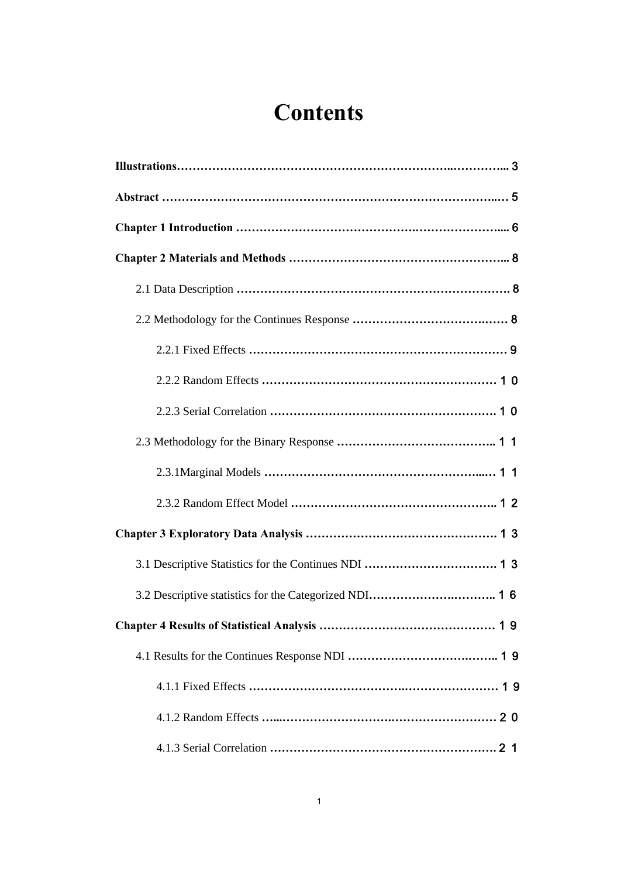# Contents

**Illustrations**……………………………………………………………..…………... 3

**Abstract** ……………………………………………………………………….…… 5

**Chapter 1 Introduction** ……………………………………….…………………..... 6

**Chapter 2 Materials and Methods** ………………………………………………... 8

2.1 Data Description ……………………………………………………………… 8

2.2 Methodology for the Continues Response …………………………….…… 8

2.2.1 Fixed Effects ………………………………………………………… 9

2.2.2 Random Effects …………………………………………………… 10

2.2.3 Serial Correlation …………………………………………………. 10

2.3 Methodology for the Binary Response ………………………………….. 11

2.3.1Marginal Models …………………………………………….…. 11

2.3.2 Random Effect Model …………………………………………….. 12

**Chapter 3 Exploratory Data Analysis** …………………………………………. 13

3.1 Descriptive Statistics for the Continues NDI ……………………………. 13

3.2 Descriptive statistics for the Categorized NDI……………….……….. 16

**Chapter 4 Results of Statistical Analysis** ……………………………………… 19

4.1 Results for the Continues Response NDI ……………………….…….. 19

4.1.1 Fixed Effects ………………………………….…………………… 19

4.1.2 Random Effects …...……………………….……………………… 20

4.1.3 Serial Correlation …………………………………………………. 21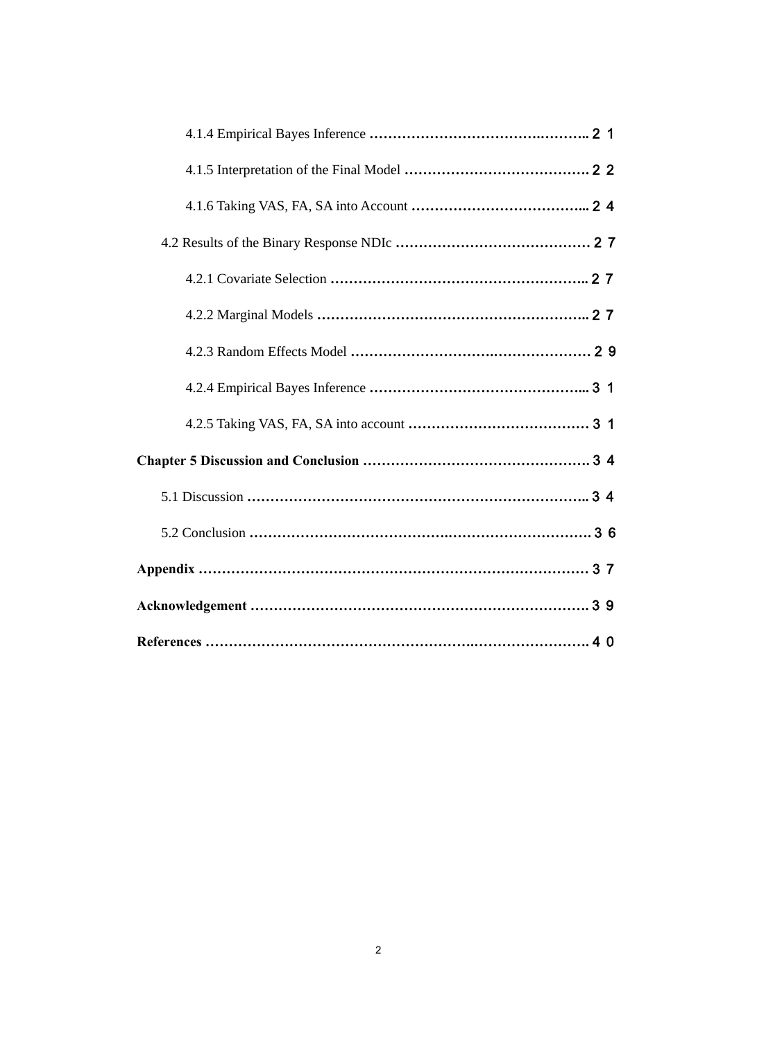4.1.4 Empirical Bayes Inference ……………………………….……….. 21

4.1.5 Interpretation of the Final Model …………………………………. 22

4.1.6 Taking VAS, FA, SA into Account ………………………………... 24

4.2 Results of the Binary Response NDIc ……………………………………. 27

4.2.1 Covariate Selection ……………………………………………….. 27

4.2.2 Marginal Models ………………………………………………….. 27

4.2.3 Random Effects Model …………………………….………………… 29

4.2.4 Empirical Bayes Inference ………………………………………... 31

4.2.5 Taking VAS, FA, SA into account ………………………………… 31

**Chapter 5 Discussion and Conclusion** …………………………………………. 34

5.1 Discussion ………………………………………………………………... 34

5.2 Conclusion …………………………………….…………………………. 36

**Appendix** ………………………………………………………………………… 37

**Acknowledgement** ……………………………………………………………….. 39

**References** ……………………………………………………….………………. 40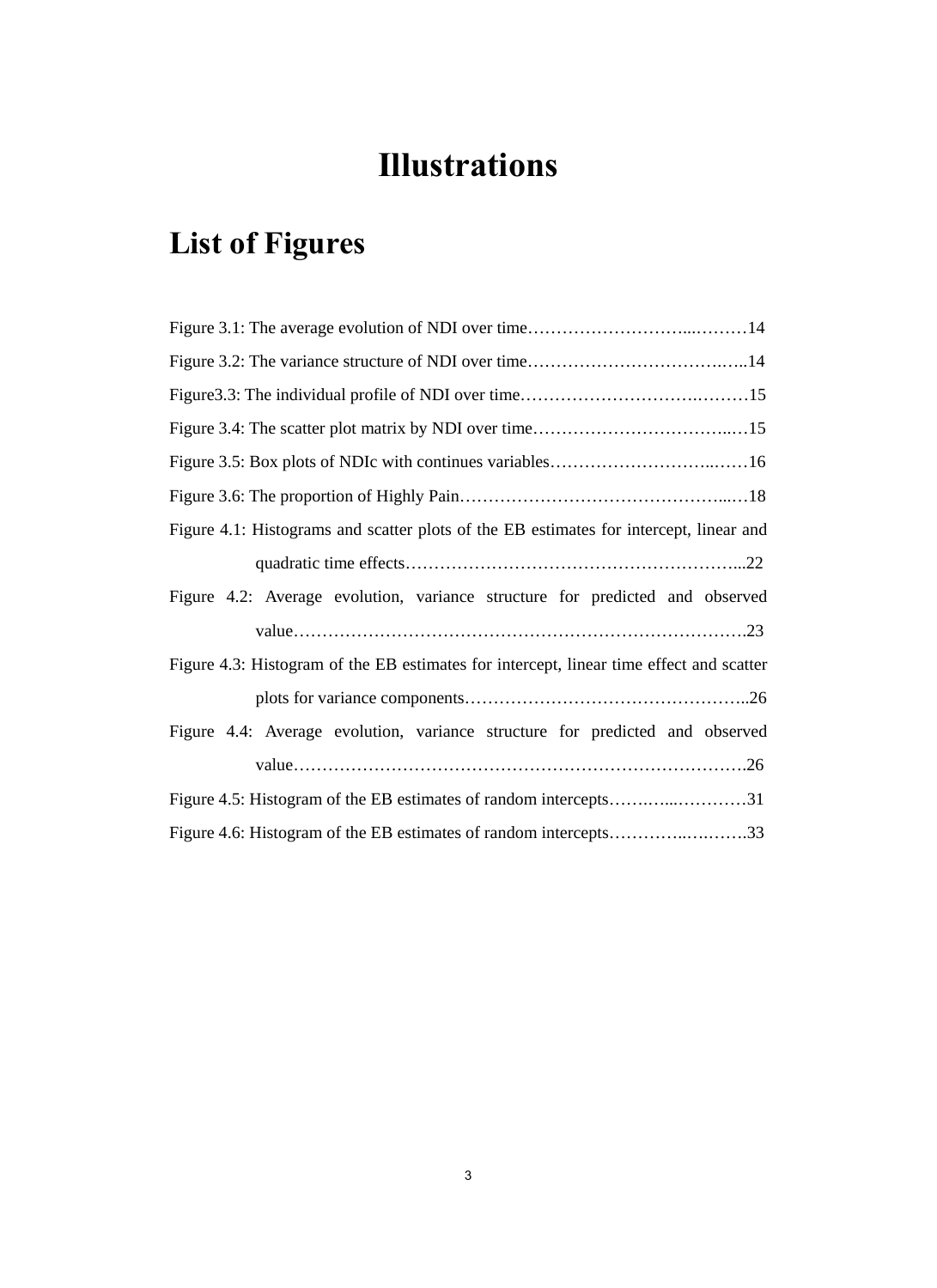# Illustrations

## List of Figures

Figure 3.1: The average evolution of NDI over time……………………...………14

Figure 3.2: The variance structure of NDI over time……………………………..…..14

Figure3.3: The individual profile of NDI over time…………………………….………15

Figure 3.4: The scatter plot matrix by NDI over time……………………………..…15

Figure 3.5: Box plots of NDIc with continues variables…………………………..……16

Figure 3.6: The proportion of Highly Pain……………….………………………...…18

Figure 4.1: Histograms and scatter plots of the EB estimates for intercept, linear and quadratic time effects…………………………………………………...22

Figure 4.2: Average evolution, variance structure for predicted and observed value…………………………………………………………………….23

Figure 4.3: Histogram of the EB estimates for intercept, linear time effect and scatter plots for variance components………………………………………..26

Figure 4.4: Average evolution, variance structure for predicted and observed value…………………………………………………………………….26

Figure 4.5: Histogram of the EB estimates of random intercepts……….....…………31

Figure 4.6: Histogram of the EB estimates of random intercepts…………..….…….33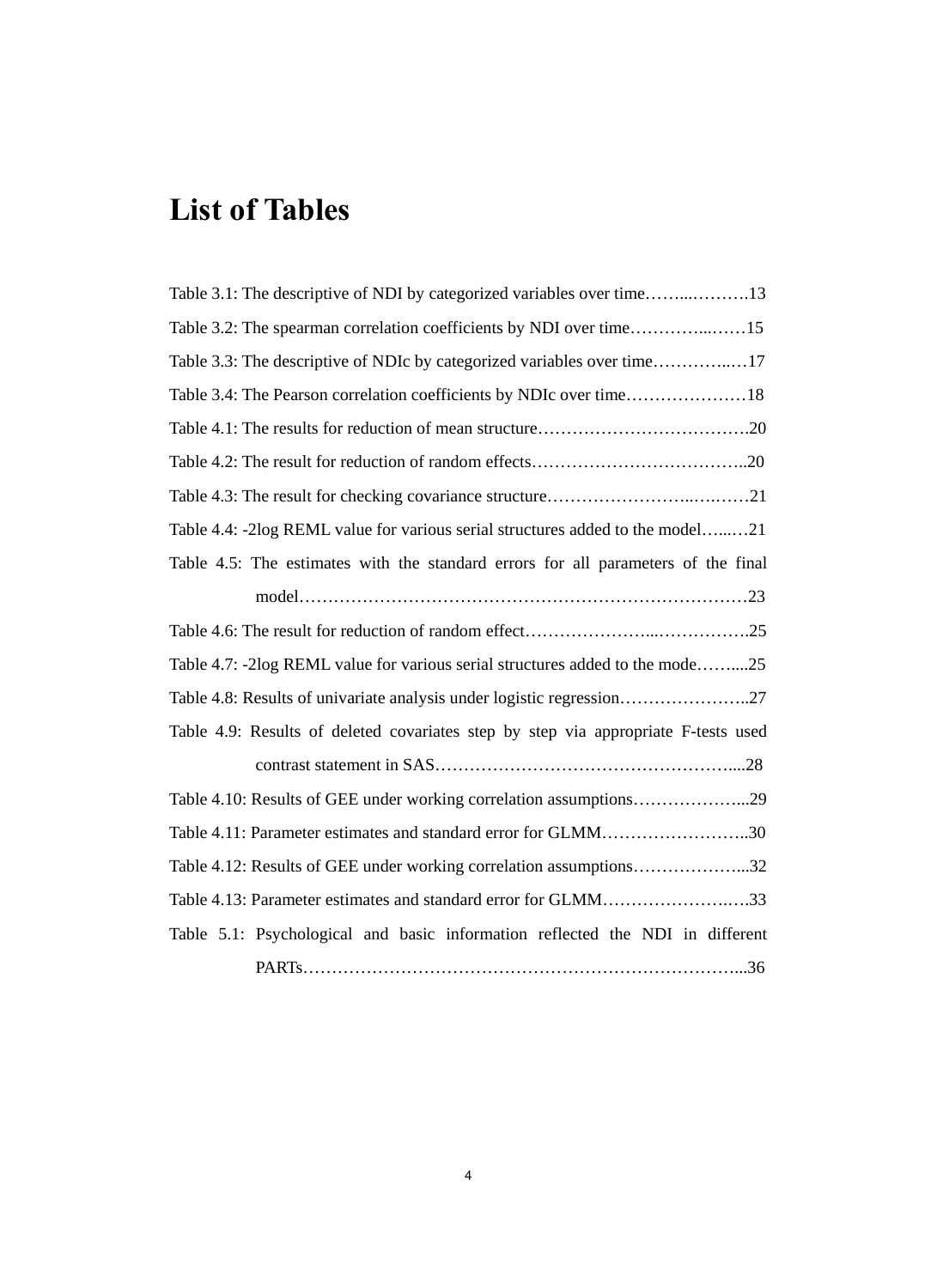# List of Tables

Table 3.1: The descriptive of NDI by categorized variables over time……..……….13

Table 3.2: The spearman correlation coefficients by NDI over time…….……...……15

Table 3.3: The descriptive of NDIc by categorized variables over time…………..…17

Table 3.4: The Pearson correlation coefficients by NDIc over time…………………18

Table 4.1: The results for reduction of mean structure……………………………….20

Table 4.2: The result for reduction of random effects………………………………..20

Table 4.3: The result for checking covariance structure…………………..….….…21

Table 4.4: -2log REML value for various serial structures added to the model…...…21

Table 4.5: The estimates with the standard errors for all parameters of the final model……………………………………………………………………23

Table 4.6: The result for reduction of random effect…………………...…………….25

Table 4.7: -2log REML value for various serial structures added to the mode……....25

Table 4.8: Results of univariate analysis under logistic regression…………………..27

Table 4.9: Results of deleted covariates step by step via appropriate F-tests used contrast statement in SAS……………………………………………....28

Table 4.10: Results of GEE under working correlation assumptions………………...29

Table 4.11: Parameter estimates and standard error for GLMM…………….……….30

Table 4.12: Results of GEE under working correlation assumptions………………...32

Table 4.13: Parameter estimates and standard error for GLMM…………………….…33

Table 5.1: Psychological and basic information reflected the NDI in different PARTs…………………………………………………………………...36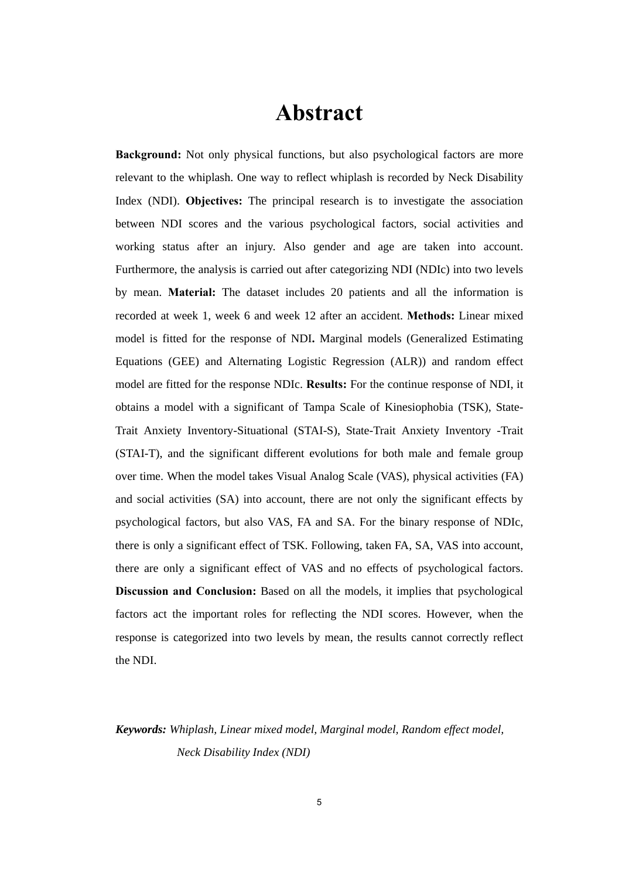# Abstract

**Background:** Not only physical functions, but also psychological factors are more relevant to the whiplash. One way to reflect whiplash is recorded by Neck Disability Index (NDI). **Objectives:** The principal research is to investigate the association between NDI scores and the various psychological factors, social activities and working status after an injury. Also gender and age are taken into account. Furthermore, the analysis is carried out after categorizing NDI (NDIc) into two levels by mean. **Material:** The dataset includes 20 patients and all the information is recorded at week 1, week 6 and week 12 after an accident. **Methods:** Linear mixed model is fitted for the response of NDI**.** Marginal models (Generalized Estimating Equations (GEE) and Alternating Logistic Regression (ALR)) and random effect model are fitted for the response NDIc. **Results:** For the continue response of NDI, it obtains a model with a significant of Tampa Scale of Kinesiophobia (TSK), State-Trait Anxiety Inventory-Situational (STAI-S), State-Trait Anxiety Inventory -Trait (STAI-T), and the significant different evolutions for both male and female group over time. When the model takes Visual Analog Scale (VAS), physical activities (FA) and social activities (SA) into account, there are not only the significant effects by psychological factors, but also VAS, FA and SA. For the binary response of NDIc, there is only a significant effect of TSK. Following, taken FA, SA, VAS into account, there are only a significant effect of VAS and no effects of psychological factors. **Discussion and Conclusion:** Based on all the models, it implies that psychological factors act the important roles for reflecting the NDI scores. However, when the response is categorized into two levels by mean, the results cannot correctly reflect the NDI.

***Keywords:*** *Whiplash, Linear mixed model, Marginal model, Random effect model, Neck Disability Index (NDI)*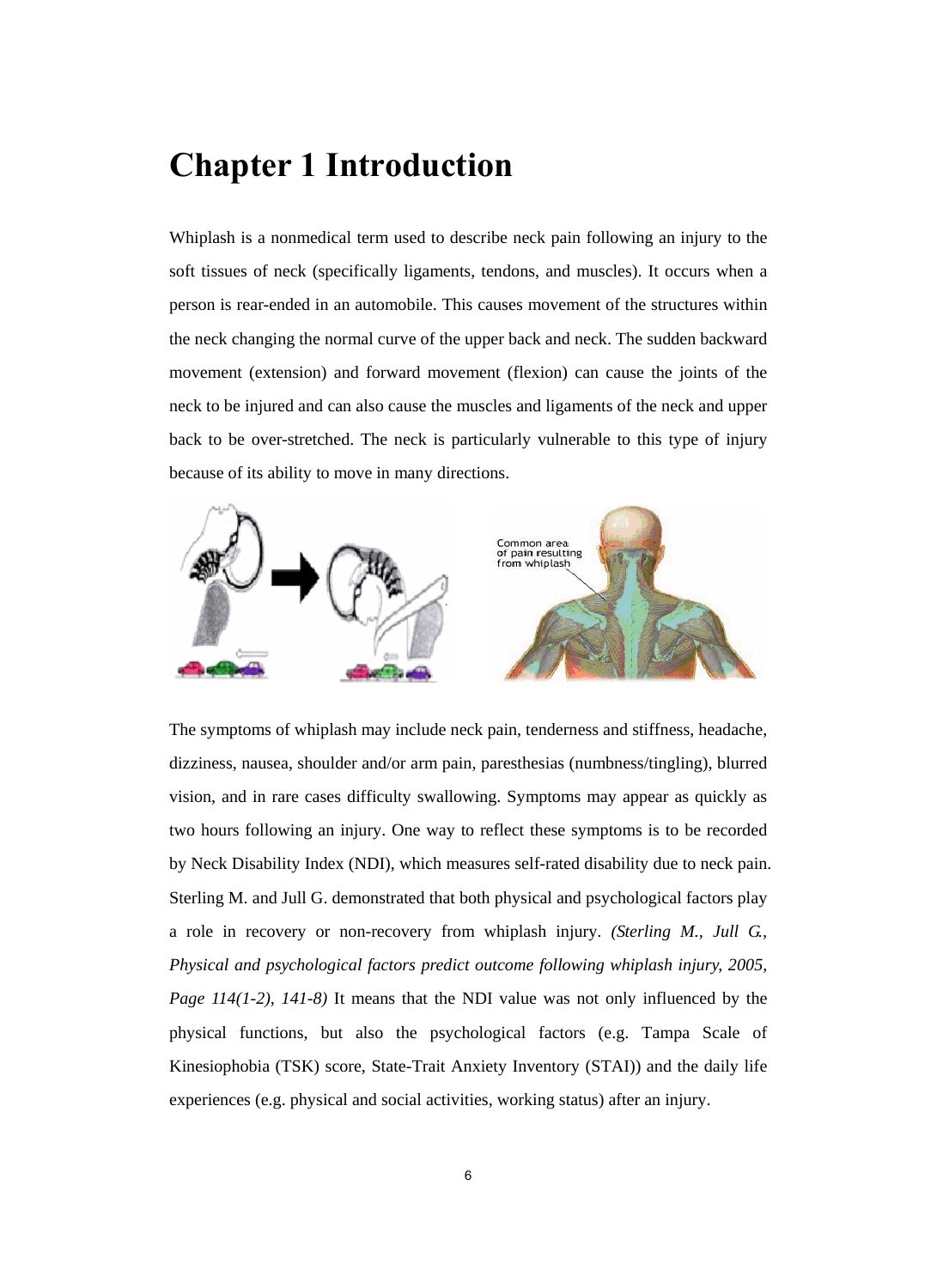# Chapter 1 Introduction

Whiplash is a nonmedical term used to describe neck pain following an injury to the soft tissues of neck (specifically ligaments, tendons, and muscles). It occurs when a person is rear-ended in an automobile. This causes movement of the structures within the neck changing the normal curve of the upper back and neck. The sudden backward movement (extension) and forward movement (flexion) can cause the joints of the neck to be injured and can also cause the muscles and ligaments of the neck and upper back to be over-stretched. The neck is particularly vulnerable to this type of injury because of its ability to move in many directions.

The symptoms of whiplash may include neck pain, tenderness and stiffness, headache, dizziness, nausea, shoulder and/or arm pain, paresthesias (numbness/tingling), blurred vision, and in rare cases difficulty swallowing. Symptoms may appear as quickly as two hours following an injury. One way to reflect these symptoms is to be recorded by Neck Disability Index (NDI), which measures self-rated disability due to neck pain. Sterling M. and Jull G. demonstrated that both physical and psychological factors play a role in recovery or non-recovery from whiplash injury. *(Sterling M., Jull G., Physical and psychological factors predict outcome following whiplash injury, 2005, Page 114(1-2), 141-8)* It means that the NDI value was not only influenced by the physical functions, but also the psychological factors (e.g. Tampa Scale of Kinesiophobia (TSK) score, State-Trait Anxiety Inventory (STAI)) and the daily life experiences (e.g. physical and social activities, working status) after an injury.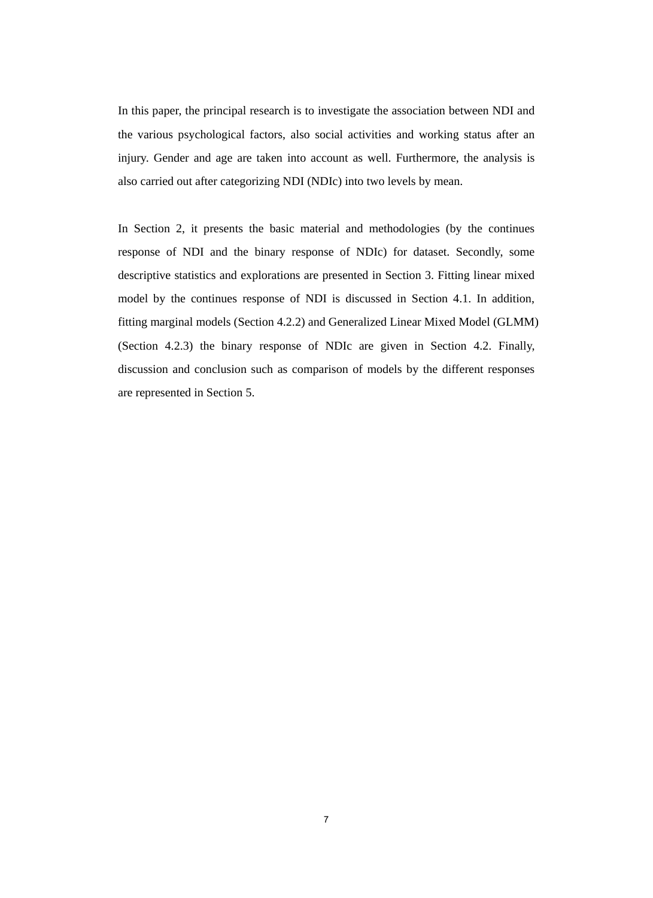In this paper, the principal research is to investigate the association between NDI and the various psychological factors, also social activities and working status after an injury. Gender and age are taken into account as well. Furthermore, the analysis is also carried out after categorizing NDI (NDIc) into two levels by mean.

In Section 2, it presents the basic material and methodologies (by the continues response of NDI and the binary response of NDIc) for dataset. Secondly, some descriptive statistics and explorations are presented in Section 3. Fitting linear mixed model by the continues response of NDI is discussed in Section 4.1. In addition, fitting marginal models (Section 4.2.2) and Generalized Linear Mixed Model (GLMM) (Section 4.2.3) the binary response of NDIc are given in Section 4.2. Finally, discussion and conclusion such as comparison of models by the different responses are represented in Section 5.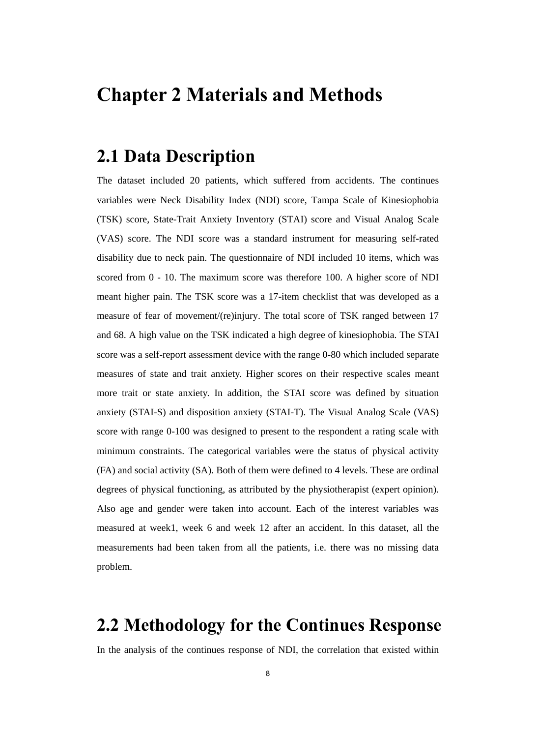# Chapter 2 Materials and Methods

## 2.1 Data Description

The dataset included 20 patients, which suffered from accidents. The continues variables were Neck Disability Index (NDI) score, Tampa Scale of Kinesiophobia (TSK) score, State-Trait Anxiety Inventory (STAI) score and Visual Analog Scale (VAS) score. The NDI score was a standard instrument for measuring self-rated disability due to neck pain. The questionnaire of NDI included 10 items, which was scored from 0 - 10. The maximum score was therefore 100. A higher score of NDI meant higher pain. The TSK score was a 17-item checklist that was developed as a measure of fear of movement/(re)injury. The total score of TSK ranged between 17 and 68. A high value on the TSK indicated a high degree of kinesiophobia. The STAI score was a self-report assessment device with the range 0-80 which included separate measures of state and trait anxiety. Higher scores on their respective scales meant more trait or state anxiety. In addition, the STAI score was defined by situation anxiety (STAI-S) and disposition anxiety (STAI-T). The Visual Analog Scale (VAS) score with range 0-100 was designed to present to the respondent a rating scale with minimum constraints. The categorical variables were the status of physical activity (FA) and social activity (SA). Both of them were defined to 4 levels. These are ordinal degrees of physical functioning, as attributed by the physiotherapist (expert opinion). Also age and gender were taken into account. Each of the interest variables was measured at week1, week 6 and week 12 after an accident. In this dataset, all the measurements had been taken from all the patients, i.e. there was no missing data problem.

## 2.2 Methodology for the Continues Response

In the analysis of the continues response of NDI, the correlation that existed within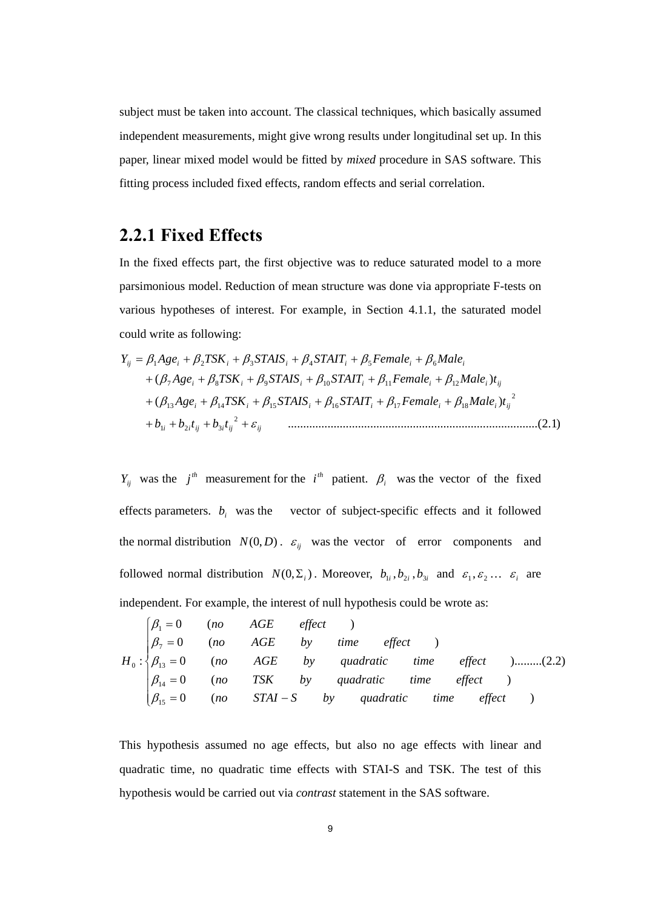subject must be taken into account. The classical techniques, which basically assumed independent measurements, might give wrong results under longitudinal set up. In this paper, linear mixed model would be fitted by *mixed* procedure in SAS software. This fitting process included fixed effects, random effects and serial correlation.

### 2.2.1 Fixed Effects

In the fixed effects part, the first objective was to reduce saturated model to a more parsimonious model. Reduction of mean structure was done via appropriate F-tests on various hypotheses of interest. For example, in Section 4.1.1, the saturated model could write as following:

$$
\begin{aligned}
Y_{ij} &= \beta_1 Age_i + \beta_2 TSK_i + \beta_3 STAIS_i + \beta_4 STAIT_i + \beta_5 Female_i + \beta_6 Male_i \\
&+ (\beta_7 Age_i + \beta_8 TSK_i + \beta_9 STAIS_i + \beta_{10} STAIT_i + \beta_{11} Female_i + \beta_{12} Male_i) t_{ij} \\
&+ (\beta_{13} Age_i + \beta_{14} TSK_i + \beta_{15} STAIS_i + \beta_{16} STAIT_i + \beta_{17} Female_i + \beta_{18} Male_i) t_{ij}{}^2 \\
&+ b_{1i} + b_{2i} t_{ij} + b_{3i} t_{ij}{}^2 + \varepsilon_{ij} \qquad \text{.......................................................................................(2.1)}
\end{aligned}
$$

$Y_{ij}$ was the $j^{th}$ measurement for the $i^{th}$ patient. $\beta_i$ was the vector of the fixed effects parameters. $b_i$ was the vector of subject-specific effects and it followed the normal distribution $N(0, D)$. $\varepsilon_{ij}$ was the vector of error components and followed normal distribution $N(0, \Sigma_i)$. Moreover, $b_{1i}, b_{2i}, b_{3i}$ and $\varepsilon_1, \varepsilon_2 \ldots \varepsilon_i$ are independent. For example, the interest of null hypothesis could be wrote as:

$$
H_0 : \begin{cases}
\beta_1 = 0 & (no \quad AGE \quad effect) \\
\beta_7 = 0 & (no \quad AGE \quad by \quad time \quad effect) \\
\beta_{13} = 0 & (no \quad AGE \quad by \quad quadratic \quad time \quad effect) \\
\beta_{14} = 0 & (no \quad TSK \quad by \quad quadratic \quad time \quad effect) \\
\beta_{15} = 0 & (no \quad STAI-S \quad by \quad quadratic \quad time \quad effect)
\end{cases} \text{.........(2.2)}
$$

This hypothesis assumed no age effects, but also no age effects with linear and quadratic time, no quadratic time effects with STAI-S and TSK. The test of this hypothesis would be carried out via *contrast* statement in the SAS software.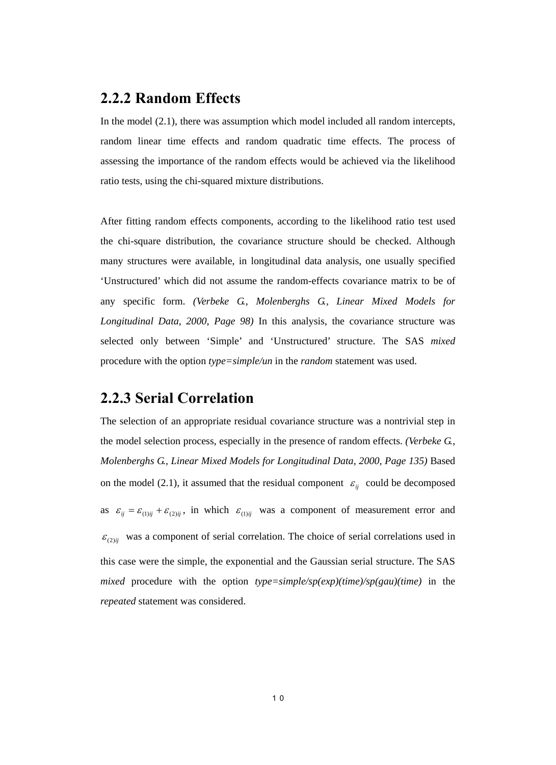## 2.2.2 Random Effects

In the model (2.1), there was assumption which model included all random intercepts, random linear time effects and random quadratic time effects. The process of assessing the importance of the random effects would be achieved via the likelihood ratio tests, using the chi-squared mixture distributions.

After fitting random effects components, according to the likelihood ratio test used the chi-square distribution, the covariance structure should be checked. Although many structures were available, in longitudinal data analysis, one usually specified 'Unstructured' which did not assume the random-effects covariance matrix to be of any specific form. *(Verbeke G., Molenberghs G., Linear Mixed Models for Longitudinal Data, 2000, Page 98)* In this analysis, the covariance structure was selected only between 'Simple' and 'Unstructured' structure. The SAS *mixed* procedure with the option *type=simple/un* in the *random* statement was used.

## 2.2.3 Serial Correlation

The selection of an appropriate residual covariance structure was a nontrivial step in the model selection process, especially in the presence of random effects. *(Verbeke G., Molenberghs G., Linear Mixed Models for Longitudinal Data, 2000, Page 135)* Based on the model (2.1), it assumed that the residual component $\varepsilon_{ij}$ could be decomposed as $\varepsilon_{ij} = \varepsilon_{(1)ij} + \varepsilon_{(2)ij}$, in which $\varepsilon_{(1)ij}$ was a component of measurement error and $\varepsilon_{(2)ij}$ was a component of serial correlation. The choice of serial correlations used in this case were the simple, the exponential and the Gaussian serial structure. The SAS *mixed* procedure with the option *type=simple/sp(exp)(time)/sp(gau)(time)* in the *repeated* statement was considered.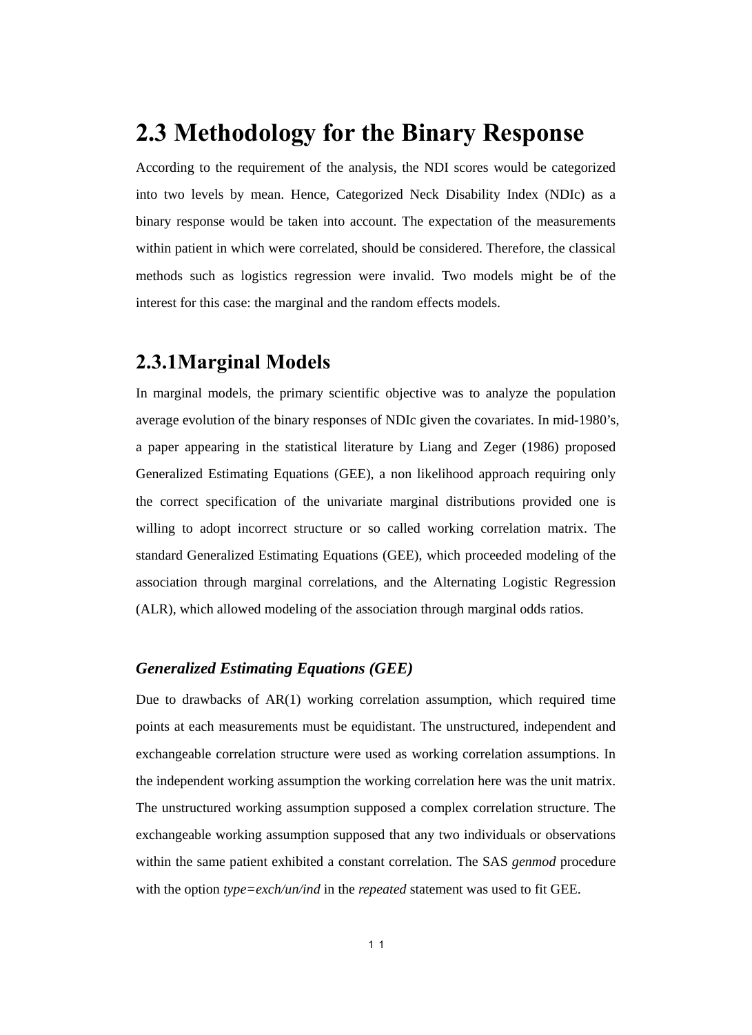## 2.3 Methodology for the Binary Response

According to the requirement of the analysis, the NDI scores would be categorized into two levels by mean. Hence, Categorized Neck Disability Index (NDIc) as a binary response would be taken into account. The expectation of the measurements within patient in which were correlated, should be considered. Therefore, the classical methods such as logistics regression were invalid. Two models might be of the interest for this case: the marginal and the random effects models.

### 2.3.1Marginal Models

In marginal models, the primary scientific objective was to analyze the population average evolution of the binary responses of NDIc given the covariates. In mid-1980's, a paper appearing in the statistical literature by Liang and Zeger (1986) proposed Generalized Estimating Equations (GEE), a non likelihood approach requiring only the correct specification of the univariate marginal distributions provided one is willing to adopt incorrect structure or so called working correlation matrix. The standard Generalized Estimating Equations (GEE), which proceeded modeling of the association through marginal correlations, and the Alternating Logistic Regression (ALR), which allowed modeling of the association through marginal odds ratios.

#### *Generalized Estimating Equations (GEE)*

Due to drawbacks of AR(1) working correlation assumption, which required time points at each measurements must be equidistant. The unstructured, independent and exchangeable correlation structure were used as working correlation assumptions. In the independent working assumption the working correlation here was the unit matrix. The unstructured working assumption supposed a complex correlation structure. The exchangeable working assumption supposed that any two individuals or observations within the same patient exhibited a constant correlation. The SAS *genmod* procedure with the option *type=exch/un/ind* in the *repeated* statement was used to fit GEE.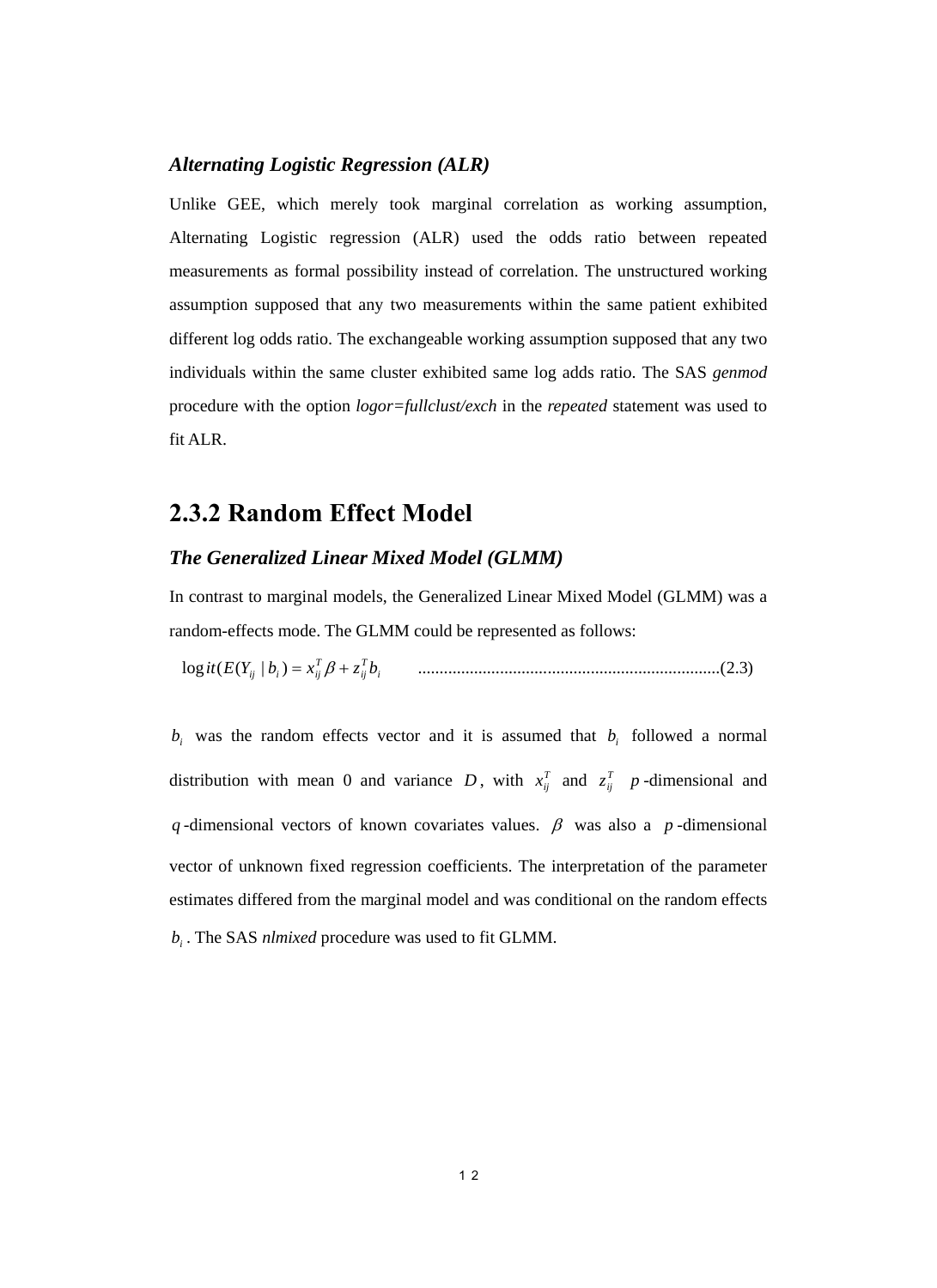### *Alternating Logistic Regression (ALR)*

Unlike GEE, which merely took marginal correlation as working assumption, Alternating Logistic regression (ALR) used the odds ratio between repeated measurements as formal possibility instead of correlation. The unstructured working assumption supposed that any two measurements within the same patient exhibited different log odds ratio. The exchangeable working assumption supposed that any two individuals within the same cluster exhibited same log adds ratio. The SAS *genmod* procedure with the option *logor=fullclust/exch* in the *repeated* statement was used to fit ALR.

## 2.3.2 Random Effect Model

### *The Generalized Linear Mixed Model (GLMM)*

In contrast to marginal models, the Generalized Linear Mixed Model (GLMM) was a random-effects mode. The GLMM could be represented as follows:

$$\operatorname{logit}(E(Y_{ij} \mid b_i) = x_{ij}^T \beta + z_{ij}^T b_i \qquad \text{......................................................................(2.3)}$$

$b_i$ was the random effects vector and it is assumed that $b_i$ followed a normal distribution with mean 0 and variance $D$, with $x_{ij}^T$ and $z_{ij}^T$ $p$-dimensional and $q$-dimensional vectors of known covariates values. $\beta$ was also a $p$-dimensional vector of unknown fixed regression coefficients. The interpretation of the parameter estimates differed from the marginal model and was conditional on the random effects $b_i$. The SAS *nlmixed* procedure was used to fit GLMM.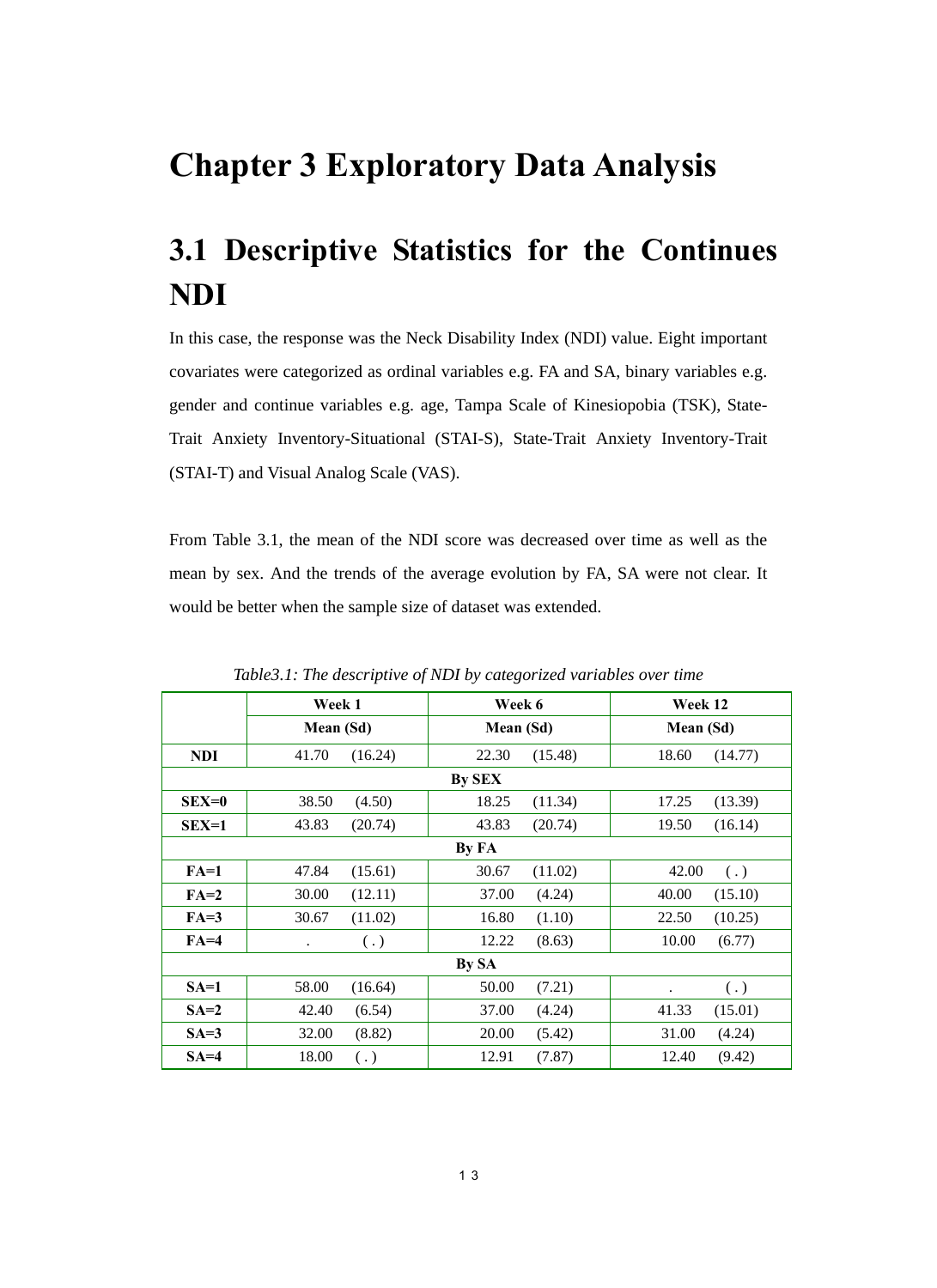# Chapter 3 Exploratory Data Analysis

## 3.1 Descriptive Statistics for the Continues NDI

In this case, the response was the Neck Disability Index (NDI) value. Eight important covariates were categorized as ordinal variables e.g. FA and SA, binary variables e.g. gender and continue variables e.g. age, Tampa Scale of Kinesiopobia (TSK), State-Trait Anxiety Inventory-Situational (STAI-S), State-Trait Anxiety Inventory-Trait (STAI-T) and Visual Analog Scale (VAS).

From Table 3.1, the mean of the NDI score was decreased over time as well as the mean by sex. And the trends of the average evolution by FA, SA were not clear. It would be better when the sample size of dataset was extended.

*Table3.1: The descriptive of NDI by categorized variables over time*

| | Week 1 | | Week 6 | | Week 12 | |
|---|---|---|---|---|---|---|
| | Mean | (Sd) | Mean | (Sd) | Mean | (Sd) |
| **NDI** | 41.70 | (16.24) | 22.30 | (15.48) | 18.60 | (14.77) |
| | | | **By SEX** | | | |
| **SEX=0** | 38.50 | (4.50) | 18.25 | (11.34) | 17.25 | (13.39) |
| **SEX=1** | 43.83 | (20.74) | 43.83 | (20.74) | 19.50 | (16.14) |
| | | | **By FA** | | | |
| **FA=1** | 47.84 | (15.61) | 30.67 | (11.02) | 42.00 | ( . ) |
| **FA=2** | 30.00 | (12.11) | 37.00 | (4.24) | 40.00 | (15.10) |
| **FA=3** | 30.67 | (11.02) | 16.80 | (1.10) | 22.50 | (10.25) |
| **FA=4** | . | ( . ) | 12.22 | (8.63) | 10.00 | (6.77) |
| | | | **By SA** | | | |
| **SA=1** | 58.00 | (16.64) | 50.00 | (7.21) | . | ( . ) |
| **SA=2** | 42.40 | (6.54) | 37.00 | (4.24) | 41.33 | (15.01) |
| **SA=3** | 32.00 | (8.82) | 20.00 | (5.42) | 31.00 | (4.24) |
| **SA=4** | 18.00 | ( . ) | 12.91 | (7.87) | 12.40 | (9.42) |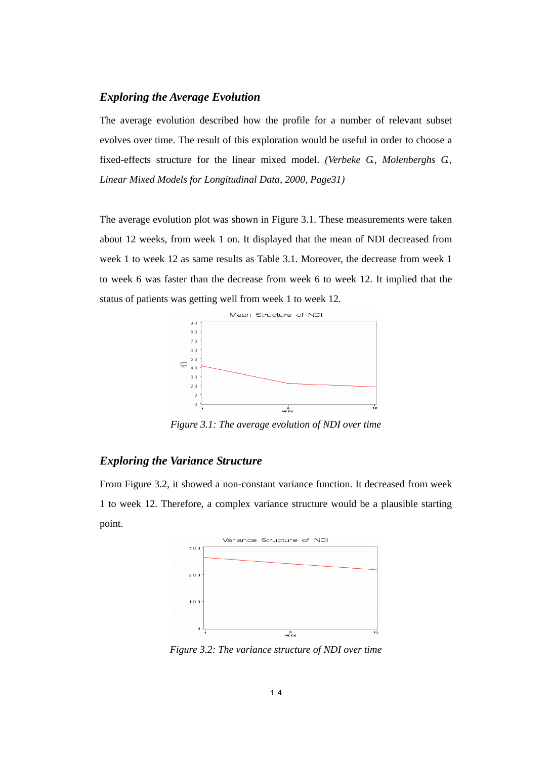### *Exploring the Average Evolution*

The average evolution described how the profile for a number of relevant subset evolves over time. The result of this exploration would be useful in order to choose a fixed-effects structure for the linear mixed model. *(Verbeke G., Molenberghs G., Linear Mixed Models for Longitudinal Data, 2000, Page31)*

The average evolution plot was shown in Figure 3.1. These measurements were taken about 12 weeks, from week 1 on. It displayed that the mean of NDI decreased from week 1 to week 12 as same results as Table 3.1. Moreover, the decrease from week 1 to week 6 was faster than the decrease from week 6 to week 12. It implied that the status of patients was getting well from week 1 to week 12.

*Figure 3.1: The average evolution of NDI over time*

### *Exploring the Variance Structure*

From Figure 3.2, it showed a non-constant variance function. It decreased from week 1 to week 12. Therefore, a complex variance structure would be a plausible starting point.

*Figure 3.2: The variance structure of NDI over time*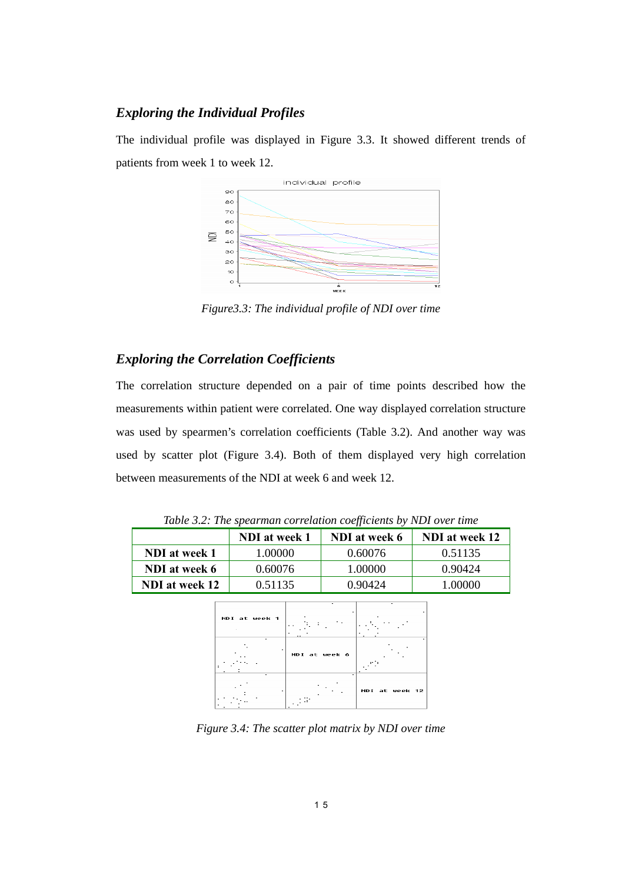### *Exploring the Individual Profiles*

The individual profile was displayed in Figure 3.3. It showed different trends of patients from week 1 to week 12.

*Figure3.3: The individual profile of NDI over time*

### *Exploring the Correlation Coefficients*

The correlation structure depended on a pair of time points described how the measurements within patient were correlated. One way displayed correlation structure was used by spearmen's correlation coefficients (Table 3.2). And another way was used by scatter plot (Figure 3.4). Both of them displayed very high correlation between measurements of the NDI at week 6 and week 12.

*Table 3.2: The spearman correlation coefficients by NDI over time*

| | **NDI at week 1** | **NDI at week 6** | **NDI at week 12** |
|---|---|---|---|
| **NDI at week 1** | 1.00000 | 0.60076 | 0.51135 |
| **NDI at week 6** | 0.60076 | 1.00000 | 0.90424 |
| **NDI at week 12** | 0.51135 | 0.90424 | 1.00000 |

*Figure 3.4: The scatter plot matrix by NDI over time*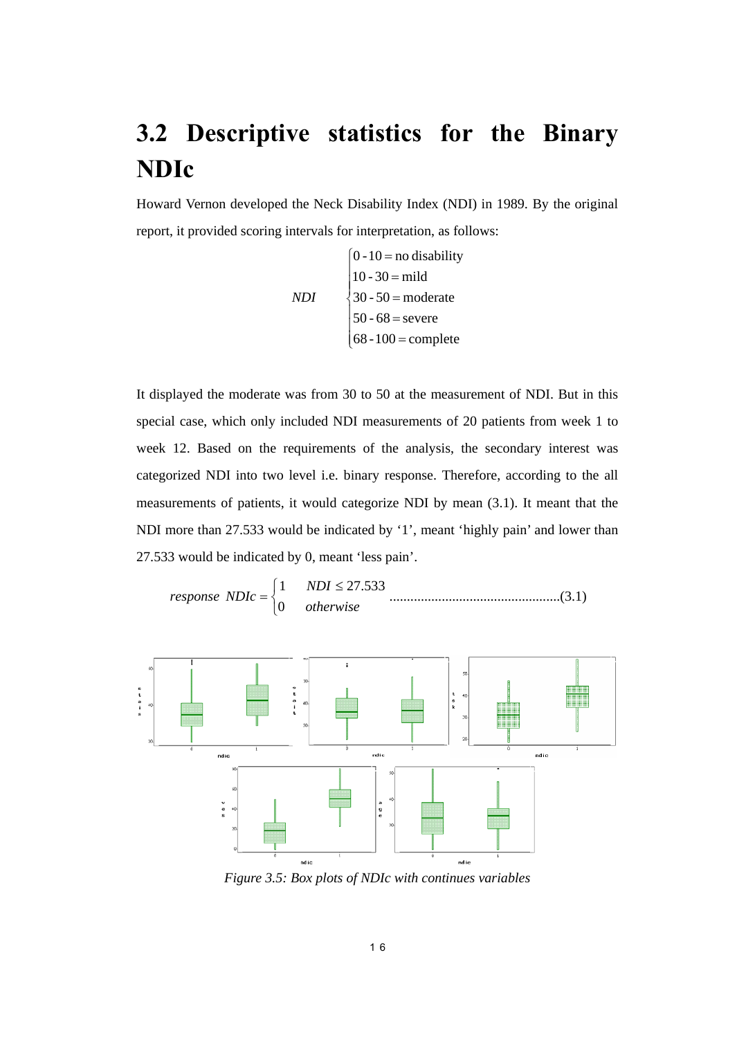## 3.2 Descriptive statistics for the Binary NDIc

Howard Vernon developed the Neck Disability Index (NDI) in 1989. By the original report, it provided scoring intervals for interpretation, as follows:

$$
NDI \quad \begin{cases} 0\text{-}10 = \text{no disability} \\ 10\text{-}30 = \text{mild} \\ 30\text{-}50 = \text{moderate} \\ 50\text{-}68 = \text{severe} \\ 68\text{-}100 = \text{complete} \end{cases}
$$

It displayed the moderate was from 30 to 50 at the measurement of NDI. But in this special case, which only included NDI measurements of 20 patients from week 1 to week 12. Based on the requirements of the analysis, the secondary interest was categorized NDI into two level i.e. binary response. Therefore, according to the all measurements of patients, it would categorize NDI by mean (3.1). It meant that the NDI more than 27.533 would be indicated by '1', meant 'highly pain' and lower than 27.533 would be indicated by 0, meant 'less pain'.

$$
response\ \ NDIc = \begin{cases} 1 & NDI \le 27.533 \\ 0 & otherwise \end{cases} \qquad \text{.................................................(3.1)}
$$

*Figure 3.5: Box plots of NDIc with continues variables*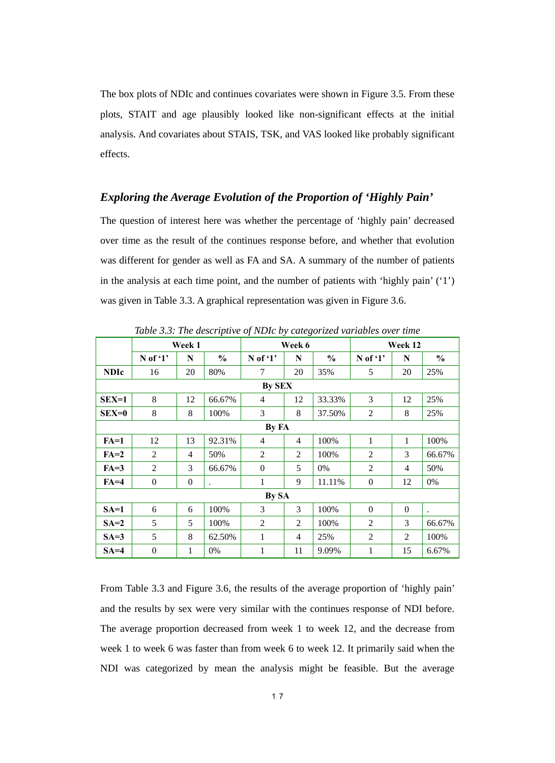The box plots of NDIc and continues covariates were shown in Figure 3.5. From these plots, STAIT and age plausibly looked like non-significant effects at the initial analysis. And covariates about STAIS, TSK, and VAS looked like probably significant effects.

### *Exploring the Average Evolution of the Proportion of 'Highly Pain'*

The question of interest here was whether the percentage of 'highly pain' decreased over time as the result of the continues response before, and whether that evolution was different for gender as well as FA and SA. A summary of the number of patients in the analysis at each time point, and the number of patients with 'highly pain' ('1') was given in Table 3.3. A graphical representation was given in Figure 3.6.

*Table 3.3: The descriptive of NDIc by categorized variables over time*

| | Week 1 | | | Week 6 | | | Week 12 | | |
|---|---|---|---|---|---|---|---|---|---|
| | **N of '1'** | **N** | **%** | **N of '1'** | **N** | **%** | **N of '1'** | **N** | **%** |
| **NDIc** | 16 | 20 | 80% | 7 | 20 | 35% | 5 | 20 | 25% |
| **By SEX** | | | | | | | | | |
| **SEX=1** | 8 | 12 | 66.67% | 4 | 12 | 33.33% | 3 | 12 | 25% |
| **SEX=0** | 8 | 8 | 100% | 3 | 8 | 37.50% | 2 | 8 | 25% |
| **By FA** | | | | | | | | | |
| **FA=1** | 12 | 13 | 92.31% | 4 | 4 | 100% | 1 | 1 | 100% |
| **FA=2** | 2 | 4 | 50% | 2 | 2 | 100% | 2 | 3 | 66.67% |
| **FA=3** | 2 | 3 | 66.67% | 0 | 5 | 0% | 2 | 4 | 50% |
| **FA=4** | 0 | 0 | . | 1 | 9 | 11.11% | 0 | 12 | 0% |
| **By SA** | | | | | | | | | |
| **SA=1** | 6 | 6 | 100% | 3 | 3 | 100% | 0 | 0 | . |
| **SA=2** | 5 | 5 | 100% | 2 | 2 | 100% | 2 | 3 | 66.67% |
| **SA=3** | 5 | 8 | 62.50% | 1 | 4 | 25% | 2 | 2 | 100% |
| **SA=4** | 0 | 1 | 0% | 1 | 11 | 9.09% | 1 | 15 | 6.67% |

From Table 3.3 and Figure 3.6, the results of the average proportion of 'highly pain' and the results by sex were very similar with the continues response of NDI before. The average proportion decreased from week 1 to week 12, and the decrease from week 1 to week 6 was faster than from week 6 to week 12. It primarily said when the NDI was categorized by mean the analysis might be feasible. But the average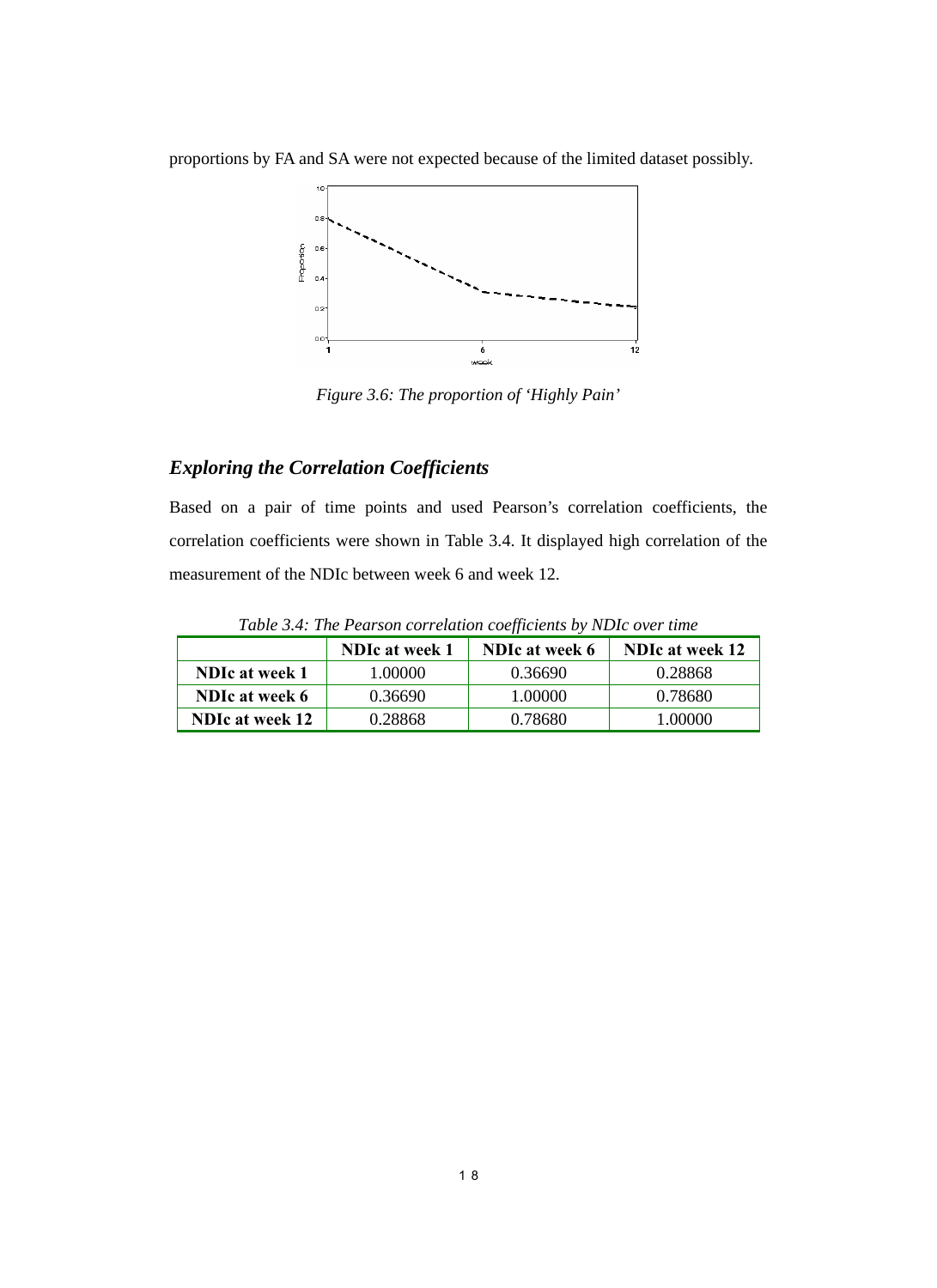proportions by FA and SA were not expected because of the limited dataset possibly.

*Figure 3.6: The proportion of 'Highly Pain'*

### *Exploring the Correlation Coefficients*

Based on a pair of time points and used Pearson's correlation coefficients, the correlation coefficients were shown in Table 3.4. It displayed high correlation of the measurement of the NDIc between week 6 and week 12.

*Table 3.4: The Pearson correlation coefficients by NDIc over time*

| | **NDIc at week 1** | **NDIc at week 6** | **NDIc at week 12** |
|---|---|---|---|
| **NDIc at week 1** | 1.00000 | 0.36690 | 0.28868 |
| **NDIc at week 6** | 0.36690 | 1.00000 | 0.78680 |
| **NDIc at week 12** | 0.28868 | 0.78680 | 1.00000 |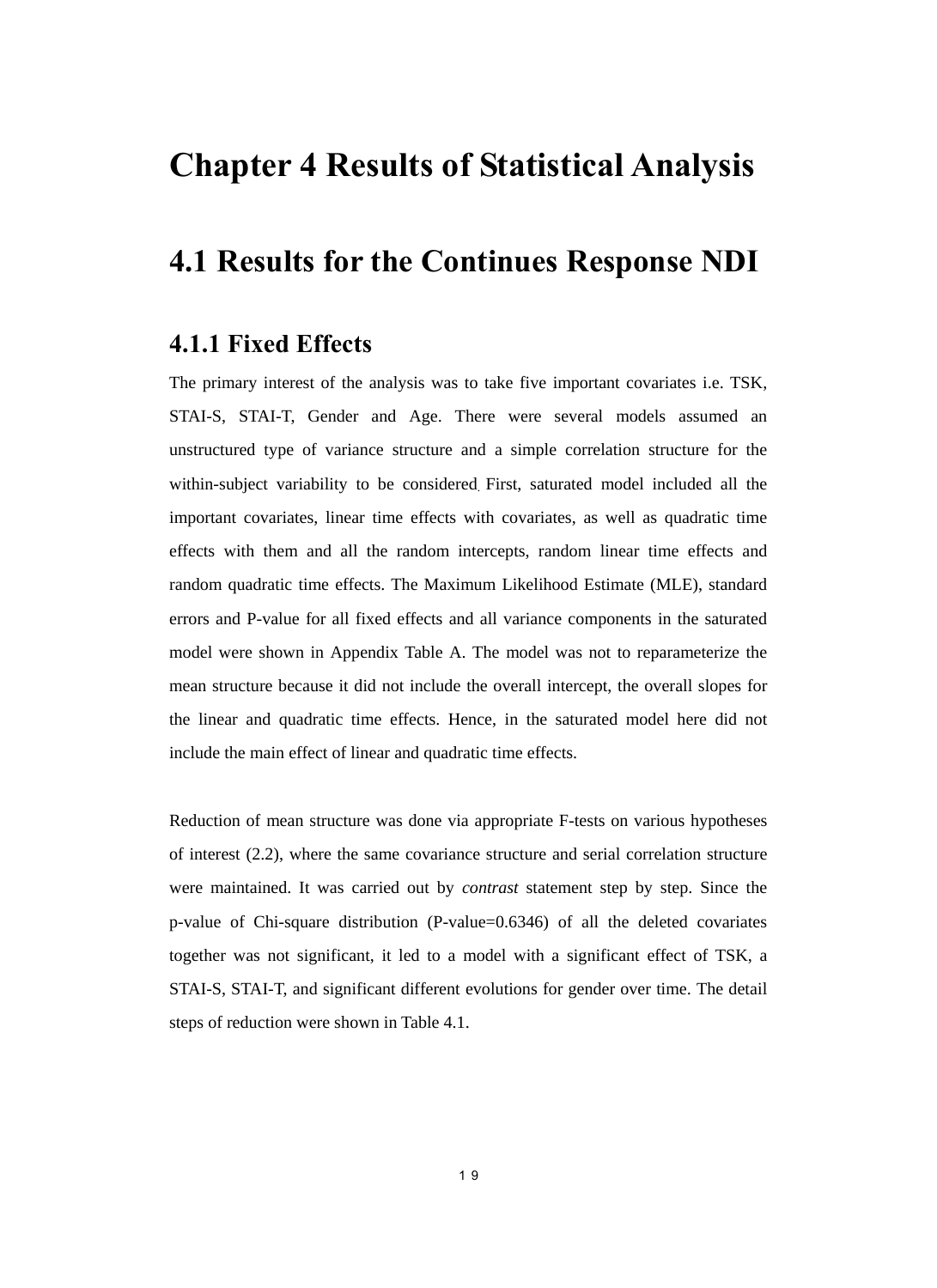# Chapter 4 Results of Statistical Analysis

## 4.1 Results for the Continues Response NDI

### 4.1.1 Fixed Effects

The primary interest of the analysis was to take five important covariates i.e. TSK, STAI-S, STAI-T, Gender and Age. There were several models assumed an unstructured type of variance structure and a simple correlation structure for the within-subject variability to be considered. First, saturated model included all the important covariates, linear time effects with covariates, as well as quadratic time effects with them and all the random intercepts, random linear time effects and random quadratic time effects. The Maximum Likelihood Estimate (MLE), standard errors and P-value for all fixed effects and all variance components in the saturated model were shown in Appendix Table A. The model was not to reparameterize the mean structure because it did not include the overall intercept, the overall slopes for the linear and quadratic time effects. Hence, in the saturated model here did not include the main effect of linear and quadratic time effects.

Reduction of mean structure was done via appropriate F-tests on various hypotheses of interest (2.2), where the same covariance structure and serial correlation structure were maintained. It was carried out by *contrast* statement step by step. Since the p-value of Chi-square distribution (P-value=0.6346) of all the deleted covariates together was not significant, it led to a model with a significant effect of TSK, a STAI-S, STAI-T, and significant different evolutions for gender over time. The detail steps of reduction were shown in Table 4.1.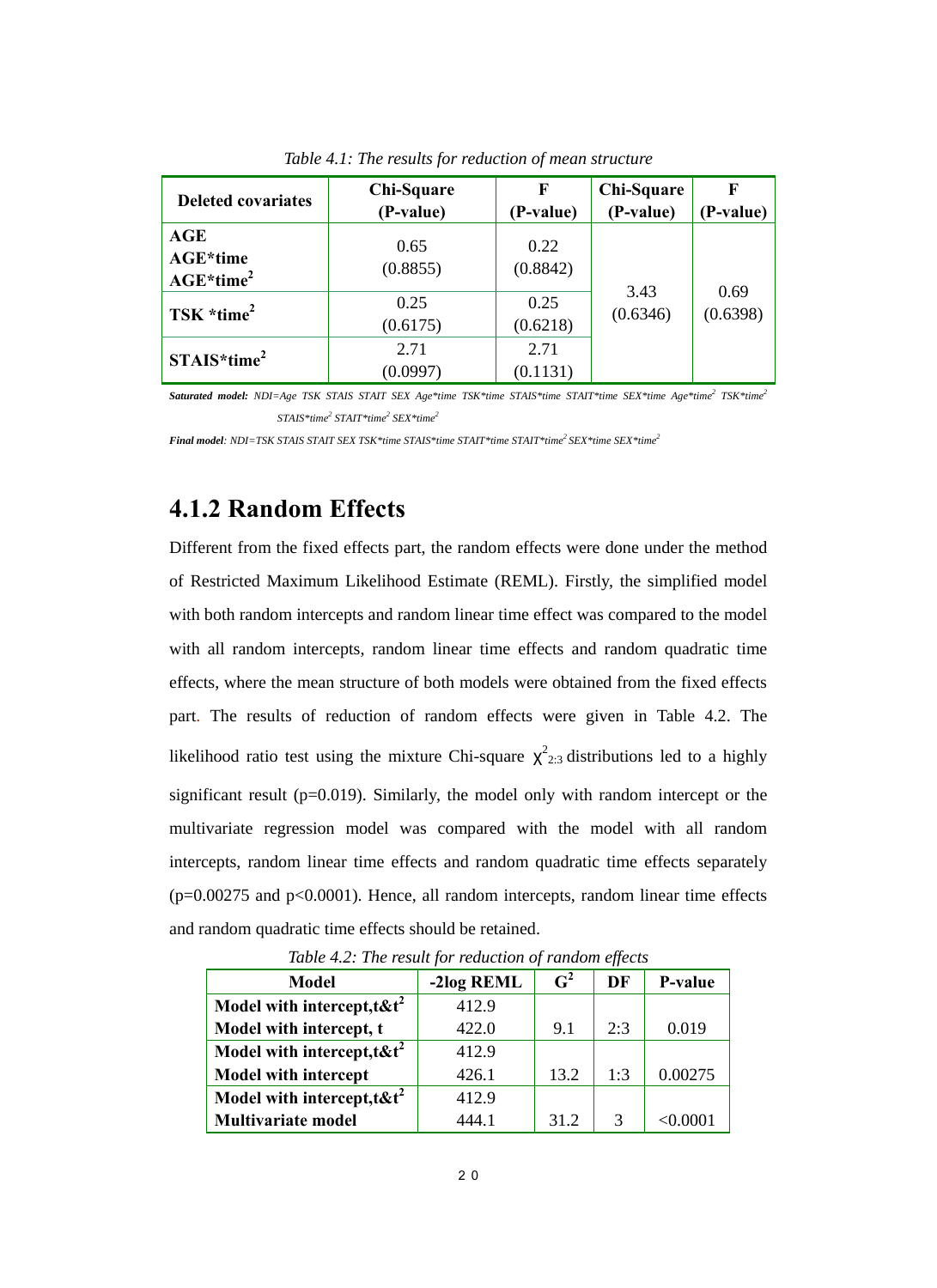*Table 4.1: The results for reduction of mean structure*

| Deleted covariates | Chi-Square (P-value) | F (P-value) | Chi-Square (P-value) | F (P-value) |
|---|---|---|---|---|
| **AGE** **AGE*time** **AGE*time$^2$** | 0.65 (0.8855) | 0.22 (0.8842) | 3.43 (0.6346) | 0.69 (0.6398) |
| **TSK *time$^2$** | 0.25 (0.6175) | 0.25 (0.6218) | | |
| **STAIS*time$^2$** | 2.71 (0.0997) | 2.71 (0.1131) | | |

***Saturated model:*** *NDI=Age TSK STAIS STAIT SEX Age*time TSK*time STAIS*time STAIT*time SEX*time Age*time$^2$ TSK*time$^2$ STAIS*time$^2$ STAIT*time$^2$ SEX*time$^2$*

***Final model****: NDI=TSK STAIS STAIT SEX TSK*time STAIS*time STAIT*time STAIT*time$^2$ SEX*time SEX*time$^2$*

## 4.1.2 Random Effects

Different from the fixed effects part, the random effects were done under the method of Restricted Maximum Likelihood Estimate (REML). Firstly, the simplified model with both random intercepts and random linear time effect was compared to the model with all random intercepts, random linear time effects and random quadratic time effects, where the mean structure of both models were obtained from the fixed effects part. The results of reduction of random effects were given in Table 4.2. The likelihood ratio test using the mixture Chi-square $\chi^2_{2:3}$ distributions led to a highly significant result (p=0.019). Similarly, the model only with random intercept or the multivariate regression model was compared with the model with all random intercepts, random linear time effects and random quadratic time effects separately (p=0.00275 and p<0.0001). Hence, all random intercepts, random linear time effects and random quadratic time effects should be retained.

*Table 4.2: The result for reduction of random effects*

| Model | -2log REML | $G^2$ | DF | P-value |
|---|---|---|---|---|
| **Model with intercept,t&t$^2$** | 412.9 | | | |
| **Model with intercept, t** | 422.0 | 9.1 | 2:3 | 0.019 |
| **Model with intercept,t&t$^2$** | 412.9 | | | |
| **Model with intercept** | 426.1 | 13.2 | 1:3 | 0.00275 |
| **Model with intercept,t&t$^2$** | 412.9 | | | |
| **Multivariate model** | 444.1 | 31.2 | 3 | <0.0001 |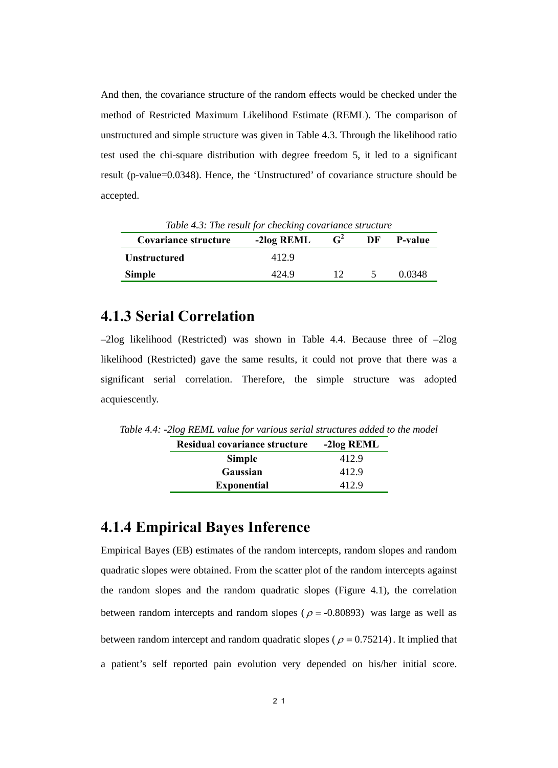And then, the covariance structure of the random effects would be checked under the method of Restricted Maximum Likelihood Estimate (REML). The comparison of unstructured and simple structure was given in Table 4.3. Through the likelihood ratio test used the chi-square distribution with degree freedom 5, it led to a significant result (p-value=0.0348). Hence, the 'Unstructured' of covariance structure should be accepted.

*Table 4.3: The result for checking covariance structure*

| Covariance structure | -2log REML | $G^2$ | DF | P-value |
|---|---|---|---|---|
| **Unstructured** | 412.9 | | | |
| **Simple** | 424.9 | 12 | 5 | 0.0348 |

## 4.1.3 Serial Correlation

–2log likelihood (Restricted) was shown in Table 4.4. Because three of –2log likelihood (Restricted) gave the same results, it could not prove that there was a significant serial correlation. Therefore, the simple structure was adopted acquiescently.

*Table 4.4: -2log REML value for various serial structures added to the model*

| Residual covariance structure | -2log REML |
|---|---|
| **Simple** | 412.9 |
| **Gaussian** | 412.9 |
| **Exponential** | 412.9 |

## 4.1.4 Empirical Bayes Inference

Empirical Bayes (EB) estimates of the random intercepts, random slopes and random quadratic slopes were obtained. From the scatter plot of the random intercepts against the random slopes and the random quadratic slopes (Figure 4.1), the correlation between random intercepts and random slopes ($\rho = -0.80893$) was large as well as between random intercept and random quadratic slopes ($\rho = 0.75214$). It implied that a patient's self reported pain evolution very depended on his/her initial score.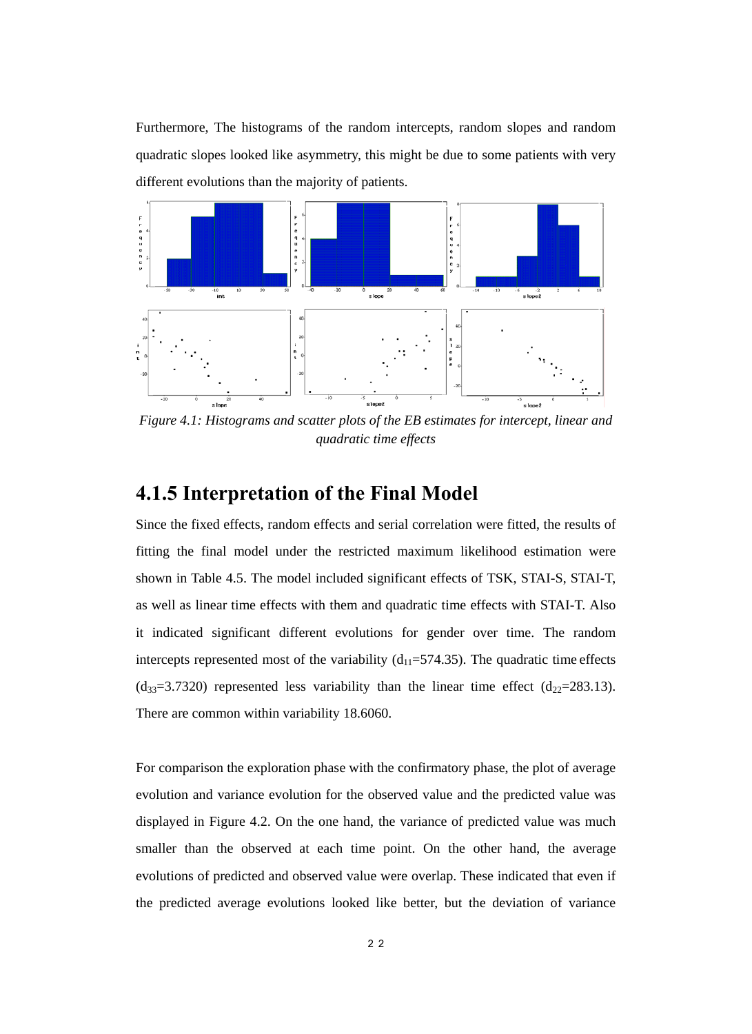Furthermore, The histograms of the random intercepts, random slopes and random quadratic slopes looked like asymmetry, this might be due to some patients with very different evolutions than the majority of patients.

*Figure 4.1: Histograms and scatter plots of the EB estimates for intercept, linear and quadratic time effects*

## 4.1.5 Interpretation of the Final Model

Since the fixed effects, random effects and serial correlation were fitted, the results of fitting the final model under the restricted maximum likelihood estimation were shown in Table 4.5. The model included significant effects of TSK, STAI-S, STAI-T, as well as linear time effects with them and quadratic time effects with STAI-T. Also it indicated significant different evolutions for gender over time. The random intercepts represented most of the variability ($d_{11}$=574.35). The quadratic time effects ($d_{33}$=3.7320) represented less variability than the linear time effect ($d_{22}$=283.13). There are common within variability 18.6060.

For comparison the exploration phase with the confirmatory phase, the plot of average evolution and variance evolution for the observed value and the predicted value was displayed in Figure 4.2. On the one hand, the variance of predicted value was much smaller than the observed at each time point. On the other hand, the average evolutions of predicted and observed value were overlap. These indicated that even if the predicted average evolutions looked like better, but the deviation of variance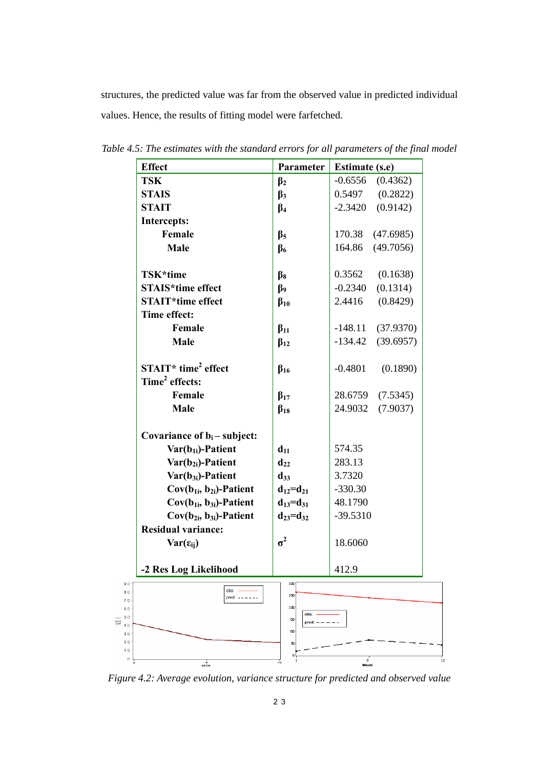structures, the predicted value was far from the observed value in predicted individual values. Hence, the results of fitting model were farfetched.

*Table 4.5: The estimates with the standard errors for all parameters of the final model*

| Effect | Parameter | Estimate (s.e) |
|---|---|---|
| **TSK** | $\beta_2$ | -0.6556 (0.4362) |
| **STAIS** | $\beta_3$ | 0.5497 (0.2822) |
| **STAIT** | $\beta_4$ | -2.3420 (0.9142) |
| **Intercepts:** | | |
| **Female** | $\beta_5$ | 170.38 (47.6985) |
| **Male** | $\beta_6$ | 164.86 (49.7056) |
| | | |
| **TSK*time** | $\beta_8$ | 0.3562 (0.1638) |
| **STAIS*time effect** | $\beta_9$ | -0.2340 (0.1314) |
| **STAIT*time effect** | $\beta_{10}$ | 2.4416 (0.8429) |
| **Time effect:** | | |
| **Female** | $\beta_{11}$ | -148.11 (37.9370) |
| **Male** | $\beta_{12}$ | -134.42 (39.6957) |
| | | |
| **STAIT* time$^2$ effect** | $\beta_{16}$ | -0.4801 (0.1890) |
| **Time$^2$ effects:** | | |
| **Female** | $\beta_{17}$ | 28.6759 (7.5345) |
| **Male** | $\beta_{18}$ | 24.9032 (7.9037) |
| | | |
| **Covariance of $b_i$ – subject:** | | |
| **Var($b_{1i}$)-Patient** | $d_{11}$ | 574.35 |
| **Var($b_{2i}$)-Patient** | $d_{22}$ | 283.13 |
| **Var($b_{3i}$)-Patient** | $d_{33}$ | 3.7320 |
| **Cov($b_{1i}$, $b_{2i}$)-Patient** | $d_{12}=d_{21}$ | -330.30 |
| **Cov($b_{1i}$, $b_{3i}$)-Patient** | $d_{13}=d_{31}$ | 48.1790 |
| **Cov($b_{2i}$, $b_{3i}$)-Patient** | $d_{23}=d_{32}$ | -39.5310 |
| **Residual variance:** | | |
| **Var($\varepsilon_{ij}$)** | $\sigma^2$ | 18.6060 |
| | | |
| **-2 Res Log Likelihood** | | 412.9 |

*Figure 4.2: Average evolution, variance structure for predicted and observed value*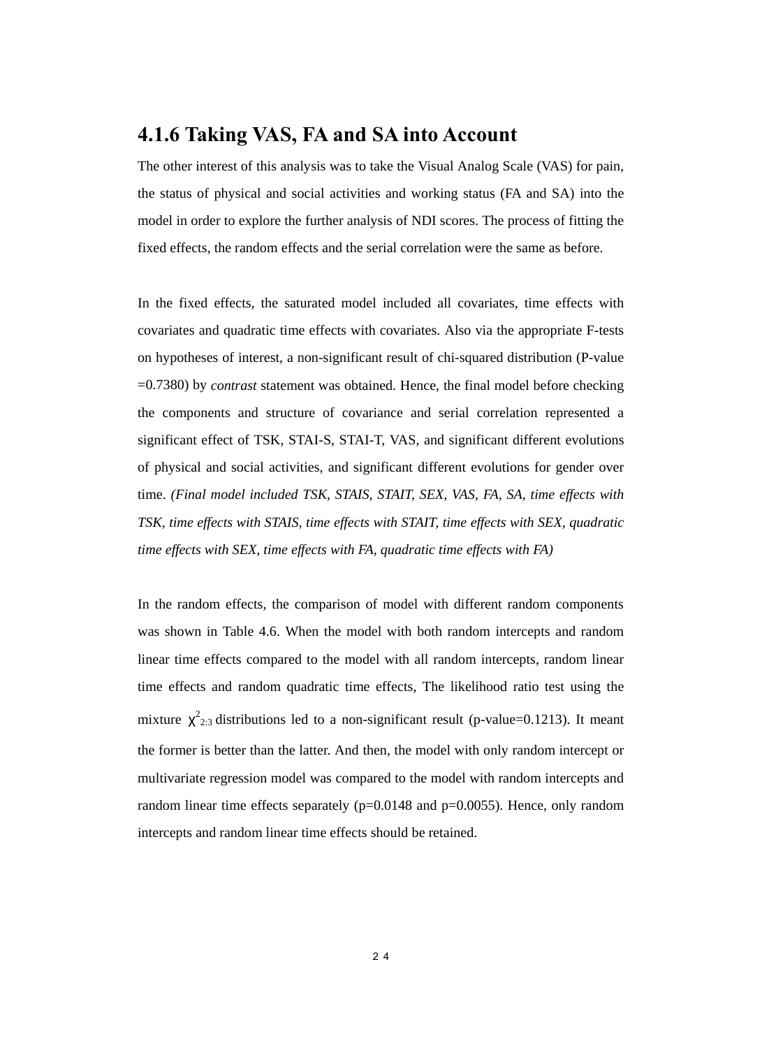### 4.1.6 Taking VAS, FA and SA into Account

The other interest of this analysis was to take the Visual Analog Scale (VAS) for pain, the status of physical and social activities and working status (FA and SA) into the model in order to explore the further analysis of NDI scores. The process of fitting the fixed effects, the random effects and the serial correlation were the same as before.

In the fixed effects, the saturated model included all covariates, time effects with covariates and quadratic time effects with covariates. Also via the appropriate F-tests on hypotheses of interest, a non-significant result of chi-squared distribution (P-value =0.7380) by *contrast* statement was obtained. Hence, the final model before checking the components and structure of covariance and serial correlation represented a significant effect of TSK, STAI-S, STAI-T, VAS, and significant different evolutions of physical and social activities, and significant different evolutions for gender over time. *(Final model included TSK, STAIS, STAIT, SEX, VAS, FA, SA, time effects with TSK, time effects with STAIS, time effects with STAIT, time effects with SEX, quadratic time effects with SEX, time effects with FA, quadratic time effects with FA)*

In the random effects, the comparison of model with different random components was shown in Table 4.6. When the model with both random intercepts and random linear time effects compared to the model with all random intercepts, random linear time effects and random quadratic time effects, The likelihood ratio test using the mixture $\chi^2_{2:3}$ distributions led to a non-significant result (p-value=0.1213). It meant the former is better than the latter. And then, the model with only random intercept or multivariate regression model was compared to the model with random intercepts and random linear time effects separately (p=0.0148 and p=0.0055). Hence, only random intercepts and random linear time effects should be retained.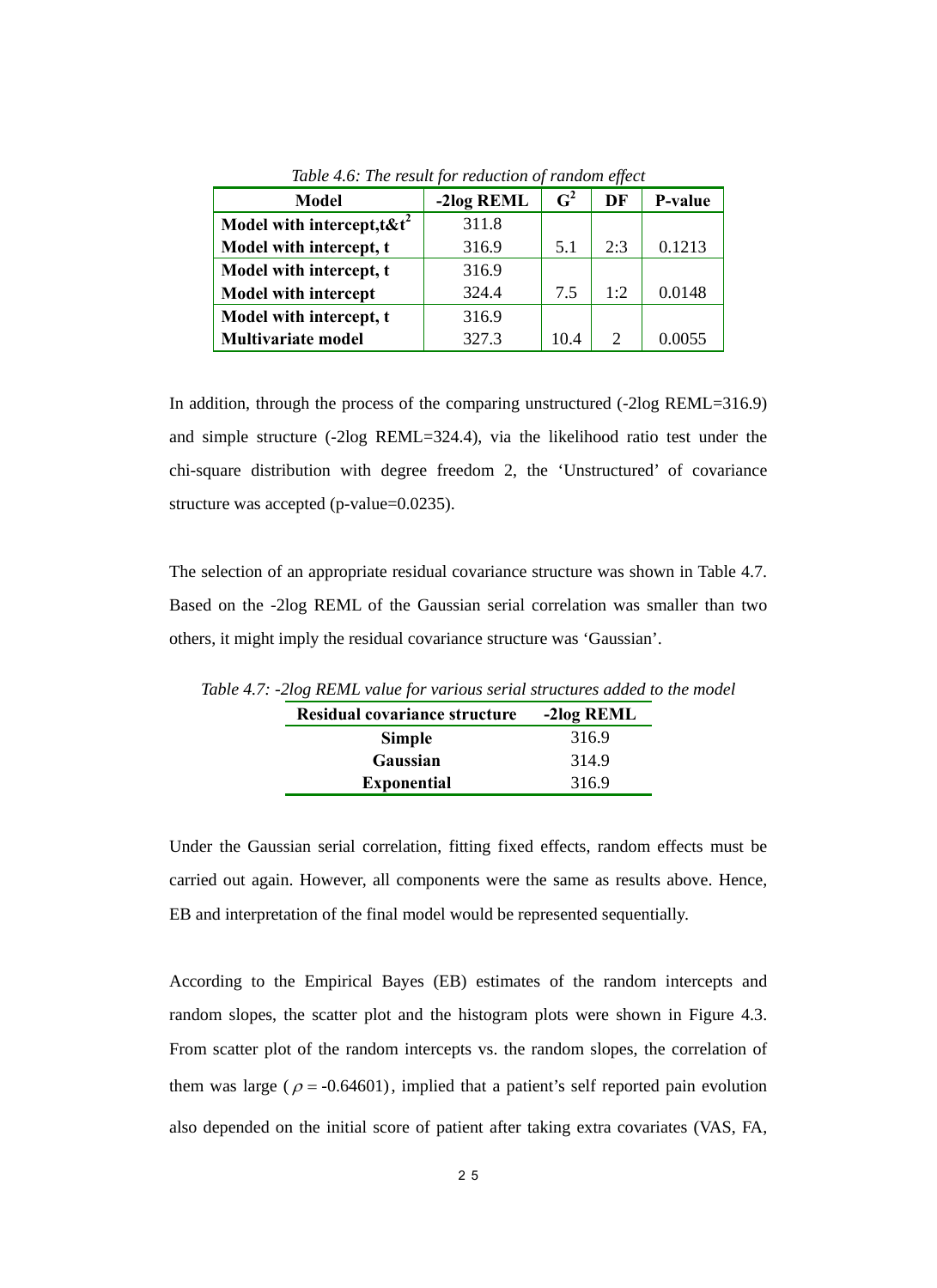*Table 4.6: The result for reduction of random effect*

| Model | -2log REML | $G^2$ | DF | P-value |
|---|---|---|---|---|
| Model with intercept,t&$t^2$ | 311.8 | | | |
| Model with intercept, t | 316.9 | 5.1 | 2:3 | 0.1213 |
| Model with intercept, t | 316.9 | | | |
| Model with intercept | 324.4 | 7.5 | 1:2 | 0.0148 |
| Model with intercept, t | 316.9 | | | |
| Multivariate model | 327.3 | 10.4 | 2 | 0.0055 |

In addition, through the process of the comparing unstructured (-2log REML=316.9) and simple structure (-2log REML=324.4), via the likelihood ratio test under the chi-square distribution with degree freedom 2, the 'Unstructured' of covariance structure was accepted (p-value=0.0235).

The selection of an appropriate residual covariance structure was shown in Table 4.7. Based on the -2log REML of the Gaussian serial correlation was smaller than two others, it might imply the residual covariance structure was 'Gaussian'.

*Table 4.7: -2log REML value for various serial structures added to the model*

| Residual covariance structure | -2log REML |
|---|---|
| Simple | 316.9 |
| Gaussian | 314.9 |
| Exponential | 316.9 |

Under the Gaussian serial correlation, fitting fixed effects, random effects must be carried out again. However, all components were the same as results above. Hence, EB and interpretation of the final model would be represented sequentially.

According to the Empirical Bayes (EB) estimates of the random intercepts and random slopes, the scatter plot and the histogram plots were shown in Figure 4.3. From scatter plot of the random intercepts vs. the random slopes, the correlation of them was large ($\rho$ = -0.64601), implied that a patient's self reported pain evolution also depended on the initial score of patient after taking extra covariates (VAS, FA,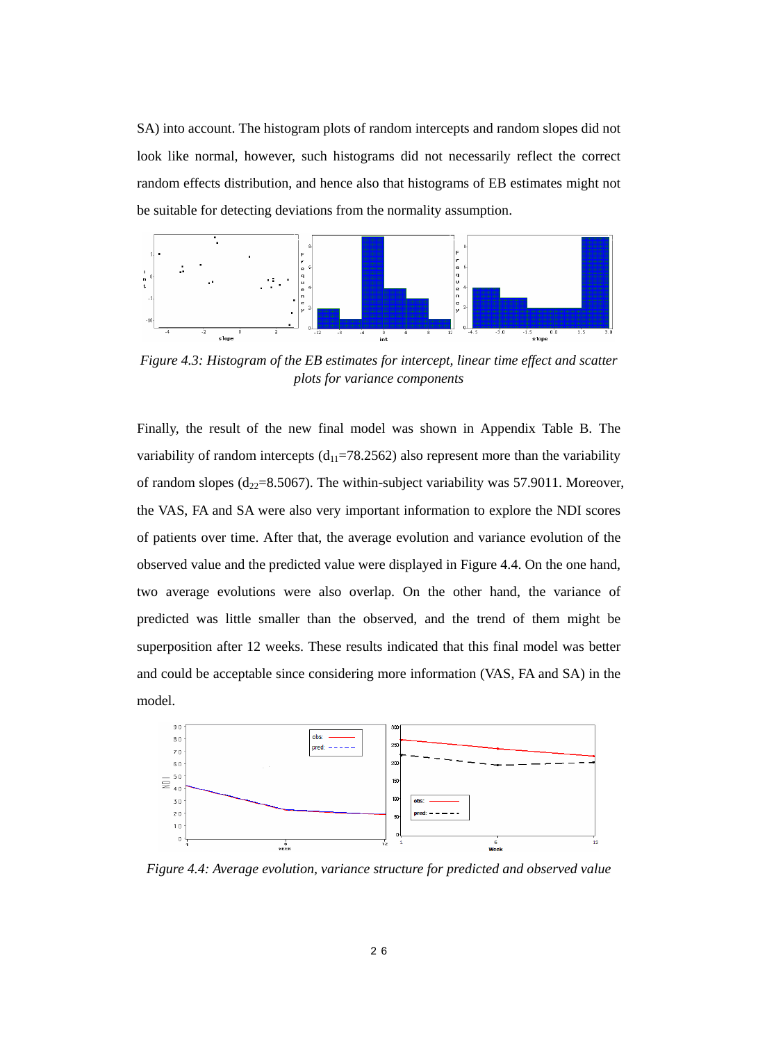SA) into account. The histogram plots of random intercepts and random slopes did not look like normal, however, such histograms did not necessarily reflect the correct random effects distribution, and hence also that histograms of EB estimates might not be suitable for detecting deviations from the normality assumption.

*Figure 4.3: Histogram of the EB estimates for intercept, linear time effect and scatter plots for variance components*

Finally, the result of the new final model was shown in Appendix Table B. The variability of random intercepts ($d_{11}$=78.2562) also represent more than the variability of random slopes ($d_{22}$=8.5067). The within-subject variability was 57.9011. Moreover, the VAS, FA and SA were also very important information to explore the NDI scores of patients over time. After that, the average evolution and variance evolution of the observed value and the predicted value were displayed in Figure 4.4. On the one hand, two average evolutions were also overlap. On the other hand, the variance of predicted was little smaller than the observed, and the trend of them might be superposition after 12 weeks. These results indicated that this final model was better and could be acceptable since considering more information (VAS, FA and SA) in the model.

*Figure 4.4: Average evolution, variance structure for predicted and observed value*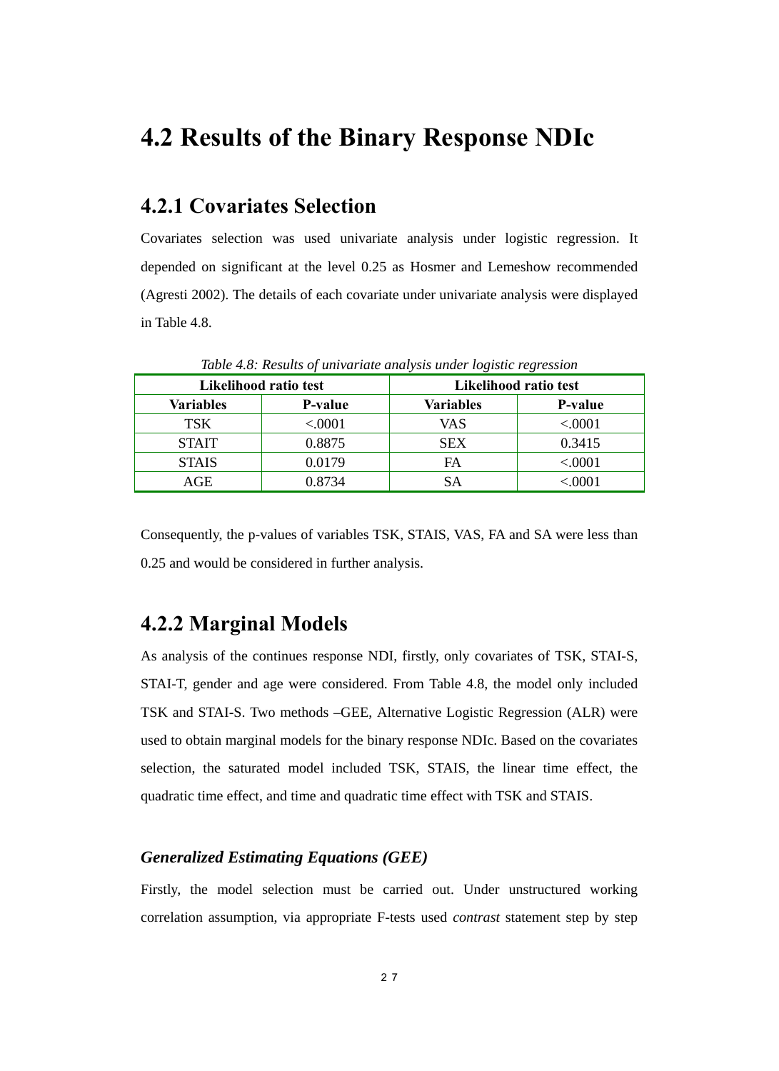# 4.2 Results of the Binary Response NDIc

## 4.2.1 Covariates Selection

Covariates selection was used univariate analysis under logistic regression. It depended on significant at the level 0.25 as Hosmer and Lemeshow recommended (Agresti 2002). The details of each covariate under univariate analysis were displayed in Table 4.8.

*Table 4.8: Results of univariate analysis under logistic regression*

| Likelihood ratio test | | Likelihood ratio test | |
|---|---|---|---|
| **Variables** | **P-value** | **Variables** | **P-value** |
| TSK | <.0001 | VAS | <.0001 |
| STAIT | 0.8875 | SEX | 0.3415 |
| STAIS | 0.0179 | FA | <.0001 |
| AGE | 0.8734 | SA | <.0001 |

Consequently, the p-values of variables TSK, STAIS, VAS, FA and SA were less than 0.25 and would be considered in further analysis.

## 4.2.2 Marginal Models

As analysis of the continues response NDI, firstly, only covariates of TSK, STAI-S, STAI-T, gender and age were considered. From Table 4.8, the model only included TSK and STAI-S. Two methods –GEE, Alternative Logistic Regression (ALR) were used to obtain marginal models for the binary response NDIc. Based on the covariates selection, the saturated model included TSK, STAIS, the linear time effect, the quadratic time effect, and time and quadratic time effect with TSK and STAIS.

### *Generalized Estimating Equations (GEE)*

Firstly, the model selection must be carried out. Under unstructured working correlation assumption, via appropriate F-tests used *contrast* statement step by step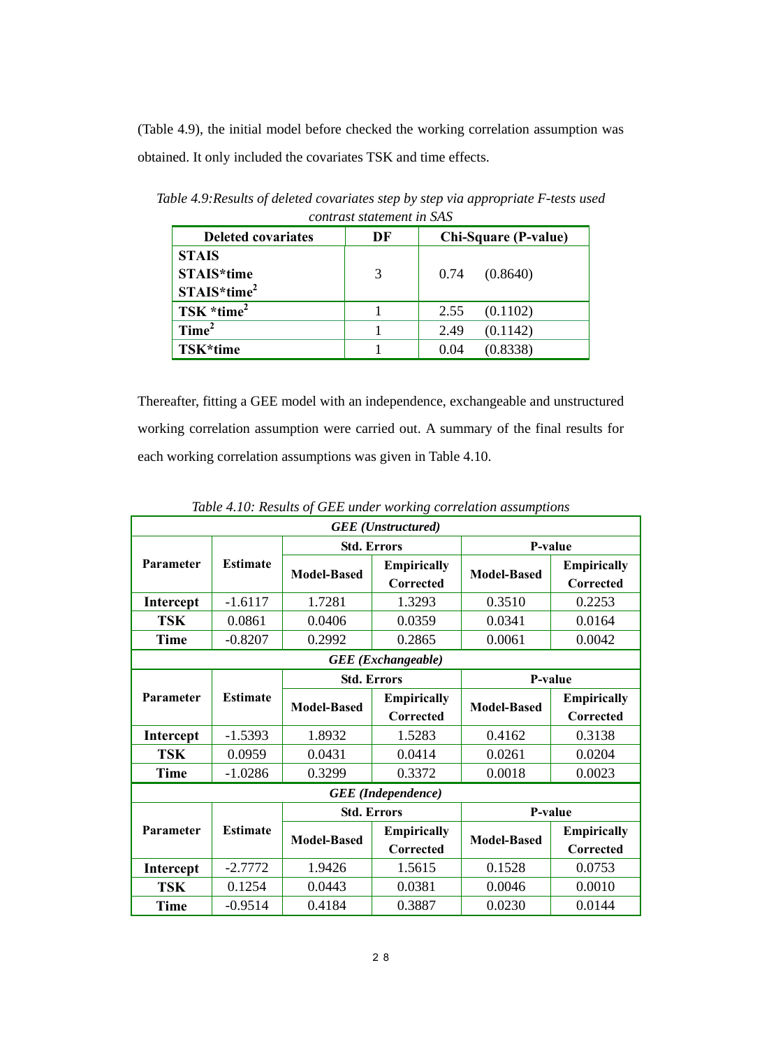(Table 4.9), the initial model before checked the working correlation assumption was obtained. It only included the covariates TSK and time effects.

*Table 4.9:Results of deleted covariates step by step via appropriate F-tests used contrast statement in SAS*

| Deleted covariates | DF | Chi-Square (P-value) |
|---|---|---|
| **STAIS**<br>**STAIS*time**<br>**STAIS*time$^2$** | 3 | 0.74 (0.8640) |
| **TSK *time$^2$** | 1 | 2.55 (0.1102) |
| **Time$^2$** | 1 | 2.49 (0.1142) |
| **TSK*time** | 1 | 0.04 (0.8338) |

Thereafter, fitting a GEE model with an independence, exchangeable and unstructured working correlation assumption were carried out. A summary of the final results for each working correlation assumptions was given in Table 4.10.

*Table 4.10: Results of GEE under working correlation assumptions*

| ***GEE (Unstructured)*** | | | | | |
|---|---|---|---|---|---|
| **Parameter** | **Estimate** | **Std. Errors** | | **P-value** | |
| | | **Model-Based** | **Empirically Corrected** | **Model-Based** | **Empirically Corrected** |
| **Intercept** | -1.6117 | 1.7281 | 1.3293 | 0.3510 | 0.2253 |
| **TSK** | 0.0861 | 0.0406 | 0.0359 | 0.0341 | 0.0164 |
| **Time** | -0.8207 | 0.2992 | 0.2865 | 0.0061 | 0.0042 |
| ***GEE (Exchangeable)*** | | | | | |
| **Parameter** | **Estimate** | **Std. Errors** | | **P-value** | |
| | | **Model-Based** | **Empirically Corrected** | **Model-Based** | **Empirically Corrected** |
| **Intercept** | -1.5393 | 1.8932 | 1.5283 | 0.4162 | 0.3138 |
| **TSK** | 0.0959 | 0.0431 | 0.0414 | 0.0261 | 0.0204 |
| **Time** | -1.0286 | 0.3299 | 0.3372 | 0.0018 | 0.0023 |
| ***GEE (Independence)*** | | | | | |
| **Parameter** | **Estimate** | **Std. Errors** | | **P-value** | |
| | | **Model-Based** | **Empirically Corrected** | **Model-Based** | **Empirically Corrected** |
| **Intercept** | -2.7772 | 1.9426 | 1.5615 | 0.1528 | 0.0753 |
| **TSK** | 0.1254 | 0.0443 | 0.0381 | 0.0046 | 0.0010 |
| **Time** | -0.9514 | 0.4184 | 0.3887 | 0.0230 | 0.0144 |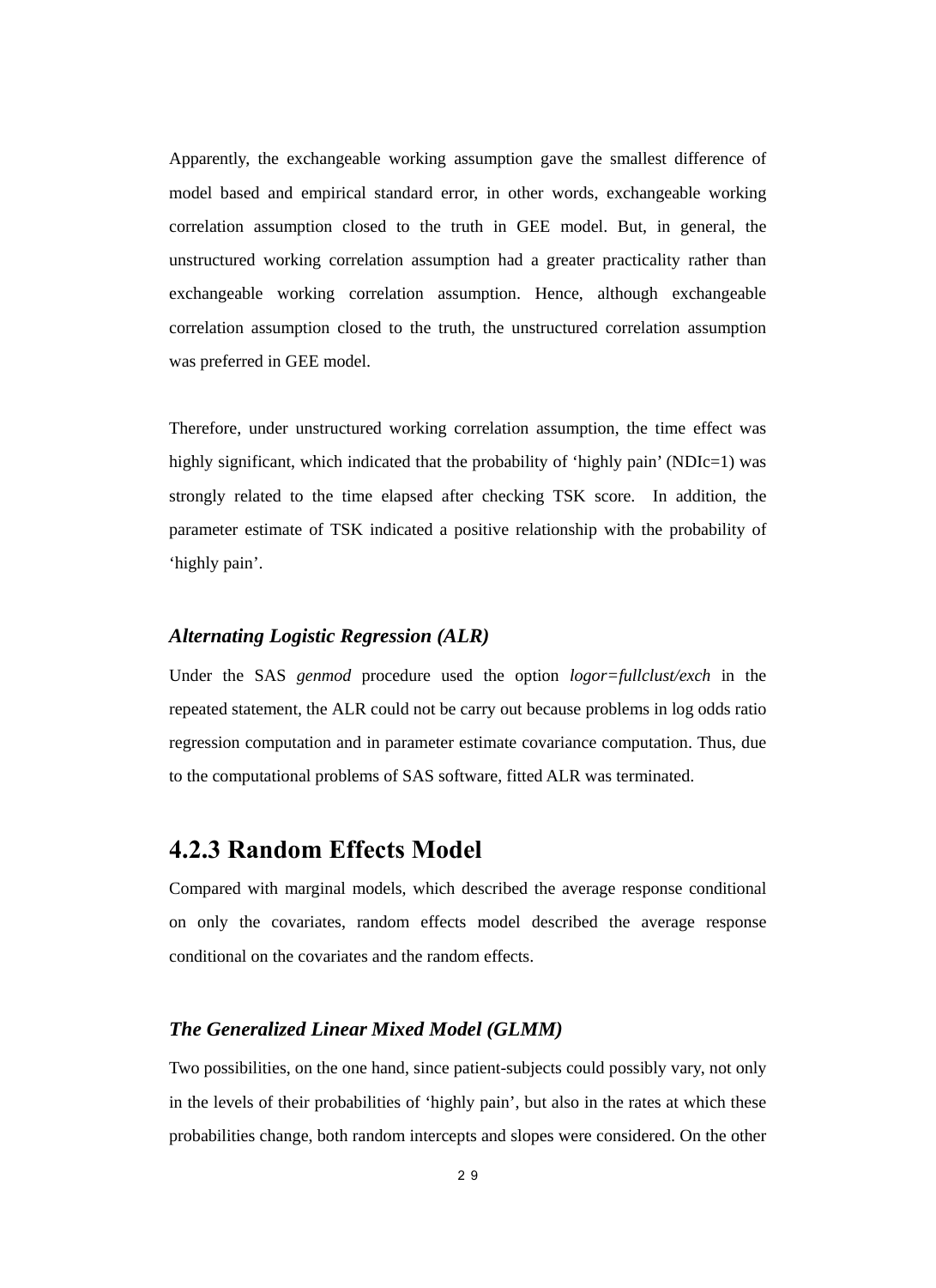Apparently, the exchangeable working assumption gave the smallest difference of model based and empirical standard error, in other words, exchangeable working correlation assumption closed to the truth in GEE model. But, in general, the unstructured working correlation assumption had a greater practicality rather than exchangeable working correlation assumption. Hence, although exchangeable correlation assumption closed to the truth, the unstructured correlation assumption was preferred in GEE model.

Therefore, under unstructured working correlation assumption, the time effect was highly significant, which indicated that the probability of 'highly pain' (NDIc=1) was strongly related to the time elapsed after checking TSK score. In addition, the parameter estimate of TSK indicated a positive relationship with the probability of 'highly pain'.

### *Alternating Logistic Regression (ALR)*

Under the SAS *genmod* procedure used the option *logor=fullclust/exch* in the repeated statement, the ALR could not be carry out because problems in log odds ratio regression computation and in parameter estimate covariance computation. Thus, due to the computational problems of SAS software, fitted ALR was terminated.

## 4.2.3 Random Effects Model

Compared with marginal models, which described the average response conditional on only the covariates, random effects model described the average response conditional on the covariates and the random effects.

### *The Generalized Linear Mixed Model (GLMM)*

Two possibilities, on the one hand, since patient-subjects could possibly vary, not only in the levels of their probabilities of 'highly pain', but also in the rates at which these probabilities change, both random intercepts and slopes were considered. On the other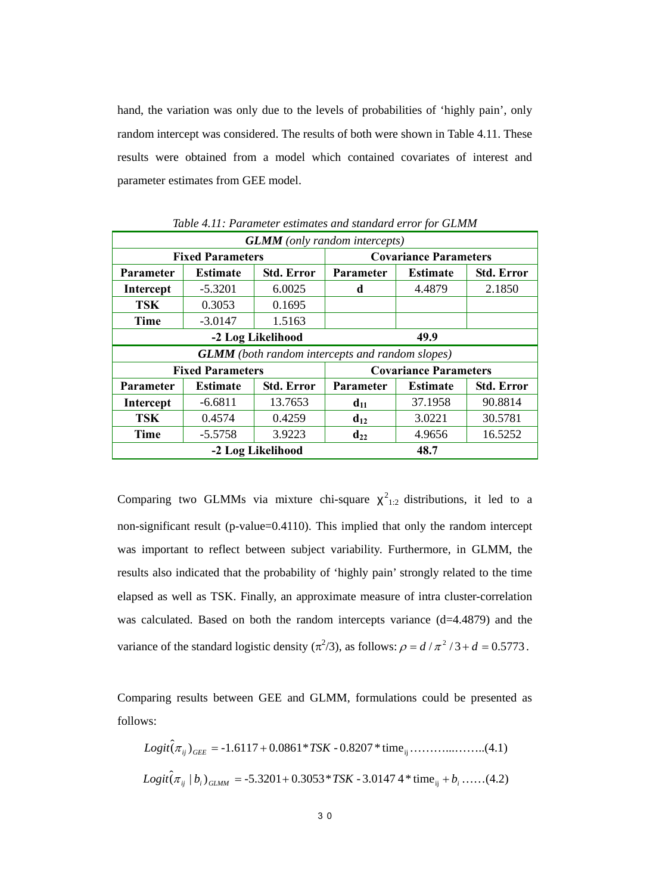hand, the variation was only due to the levels of probabilities of 'highly pain', only random intercept was considered. The results of both were shown in Table 4.11. These results were obtained from a model which contained covariates of interest and parameter estimates from GEE model.

*Table 4.11: Parameter estimates and standard error for GLMM*

| ***GLMM** (only random intercepts)* | | | | | |
|---|---|---|---|---|---|
| **Fixed Parameters** | | | **Covariance Parameters** | | |
| **Parameter** | **Estimate** | **Std. Error** | **Parameter** | **Estimate** | **Std. Error** |
| **Intercept** | -5.3201 | 6.0025 | **d** | 4.4879 | 2.1850 |
| **TSK** | 0.3053 | 0.1695 | | | |
| **Time** | -3.0147 | 1.5163 | | | |
| **-2 Log Likelihood** | | | **49.9** | | |
| ***GLMM** (both random intercepts and random slopes)* | | | | | |
| **Fixed Parameters** | | | **Covariance Parameters** | | |
| **Parameter** | **Estimate** | **Std. Error** | **Parameter** | **Estimate** | **Std. Error** |
| **Intercept** | -6.6811 | 13.7653 | $\mathbf{d_{11}}$ | 37.1958 | 90.8814 |
| **TSK** | 0.4574 | 0.4259 | $\mathbf{d_{12}}$ | 3.0221 | 30.5781 |
| **Time** | -5.5758 | 3.9223 | $\mathbf{d_{22}}$ | 4.9656 | 16.5252 |
| **-2 Log Likelihood** | | | **48.7** | | |

Comparing two GLMMs via mixture chi-square $\chi^2_{1:2}$ distributions, it led to a non-significant result (p-value=0.4110). This implied that only the random intercept was important to reflect between subject variability. Furthermore, in GLMM, the results also indicated that the probability of 'highly pain' strongly related to the time elapsed as well as TSK. Finally, an approximate measure of intra cluster-correlation was calculated. Based on both the random intercepts variance (d=4.4879) and the variance of the standard logistic density ($\pi^2/3$), as follows: $\rho = d / \pi^2 / 3 + d = 0.5773$.

Comparing results between GEE and GLMM, formulations could be presented as follows:

$$Logit(\hat{\pi}_{ij})_{GEE} = \text{-}1.6117 + 0.0861 * TSK \text{ - } 0.8207 * \text{time}_{ij} \ldots\ldots\ldots\ldots\ldots(4.1)$$

$$Logit(\hat{\pi}_{ij} \mid b_i)_{GLMM} = \text{-}5.3201 + 0.3053 * TSK \text{ - } 3.0147\,4 * \text{time}_{ij} + b_i \ldots\ldots(4.2)$$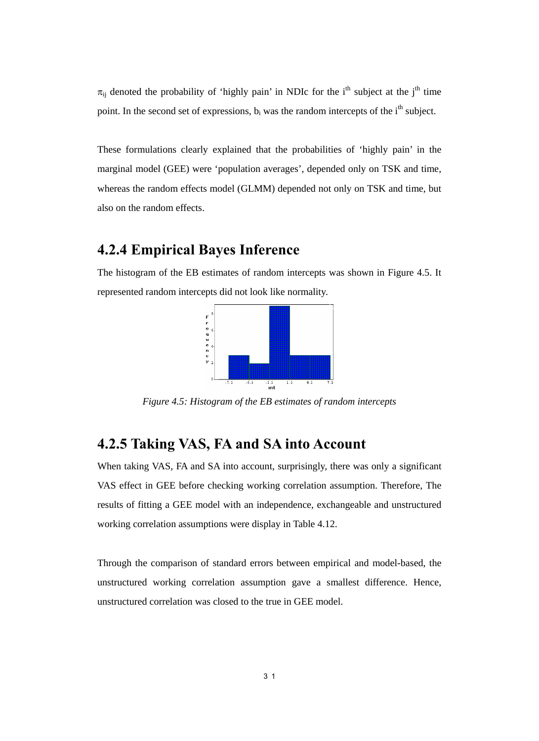$\pi_{ij}$ denoted the probability of 'highly pain' in NDIc for the $i^{th}$ subject at the $j^{th}$ time point. In the second set of expressions, $b_i$ was the random intercepts of the $i^{th}$ subject.

These formulations clearly explained that the probabilities of 'highly pain' in the marginal model (GEE) were 'population averages', depended only on TSK and time, whereas the random effects model (GLMM) depended not only on TSK and time, but also on the random effects.

## 4.2.4 Empirical Bayes Inference

The histogram of the EB estimates of random intercepts was shown in Figure 4.5. It represented random intercepts did not look like normality.

*Figure 4.5: Histogram of the EB estimates of random intercepts*

## 4.2.5 Taking VAS, FA and SA into Account

When taking VAS, FA and SA into account, surprisingly, there was only a significant VAS effect in GEE before checking working correlation assumption. Therefore, The results of fitting a GEE model with an independence, exchangeable and unstructured working correlation assumptions were display in Table 4.12.

Through the comparison of standard errors between empirical and model-based, the unstructured working correlation assumption gave a smallest difference. Hence, unstructured correlation was closed to the true in GEE model.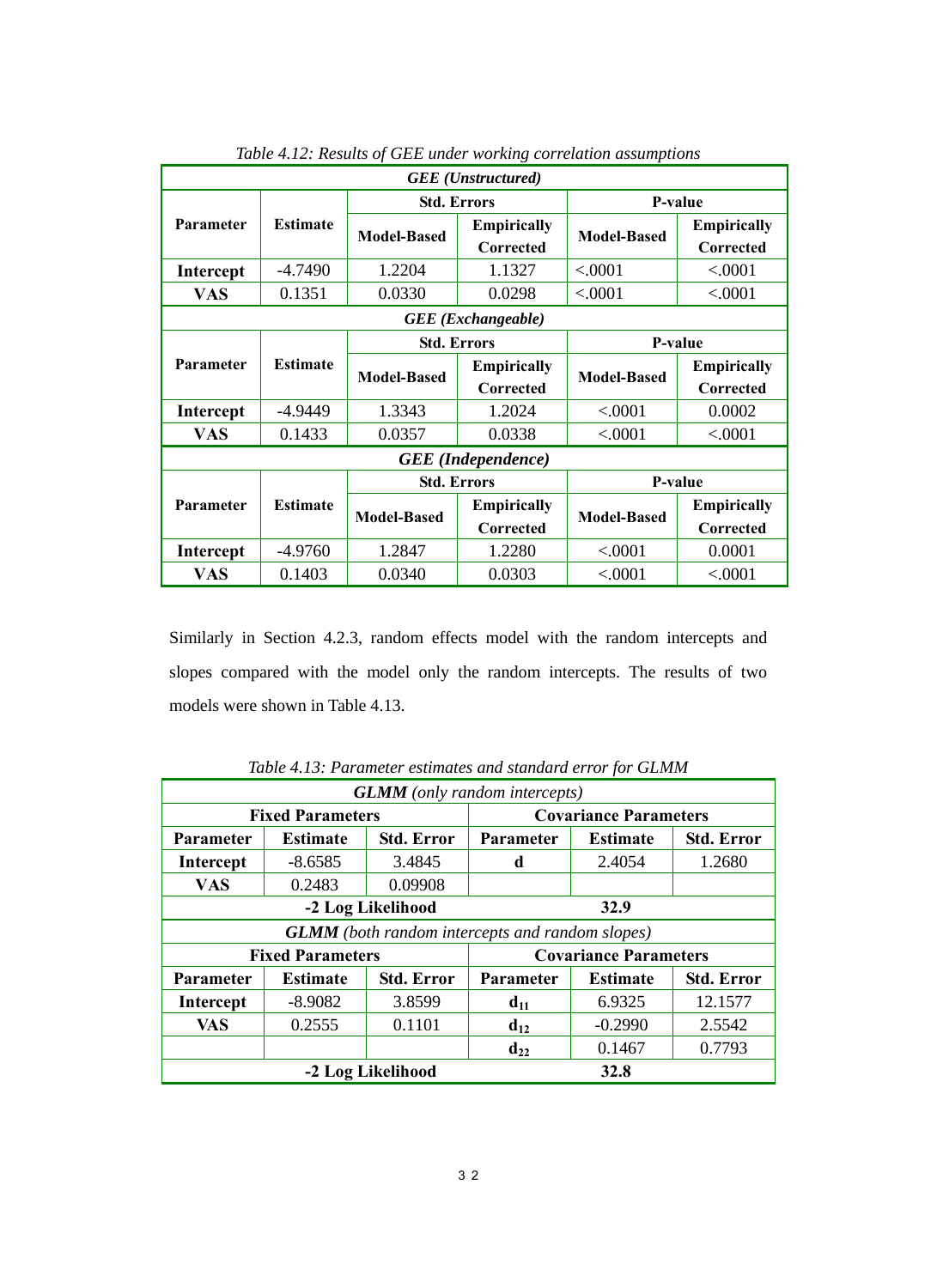*Table 4.12: Results of GEE under working correlation assumptions*

| *GEE (Unstructured)* | | | | | |
|---|---|---|---|---|---|
| **Parameter** | **Estimate** | **Std. Errors** | | **P-value** | |
| | | **Model-Based** | **Empirically Corrected** | **Model-Based** | **Empirically Corrected** |
| **Intercept** | -4.7490 | 1.2204 | 1.1327 | <.0001 | <.0001 |
| **VAS** | 0.1351 | 0.0330 | 0.0298 | <.0001 | <.0001 |
| *GEE (Exchangeable)* | | | | | |
| **Parameter** | **Estimate** | **Std. Errors** | | **P-value** | |
| | | **Model-Based** | **Empirically Corrected** | **Model-Based** | **Empirically Corrected** |
| **Intercept** | -4.9449 | 1.3343 | 1.2024 | <.0001 | 0.0002 |
| **VAS** | 0.1433 | 0.0357 | 0.0338 | <.0001 | <.0001 |
| *GEE (Independence)* | | | | | |
| **Parameter** | **Estimate** | **Std. Errors** | | **P-value** | |
| | | **Model-Based** | **Empirically Corrected** | **Model-Based** | **Empirically Corrected** |
| **Intercept** | -4.9760 | 1.2847 | 1.2280 | <.0001 | 0.0001 |
| **VAS** | 0.1403 | 0.0340 | 0.0303 | <.0001 | <.0001 |

Similarly in Section 4.2.3, random effects model with the random intercepts and slopes compared with the model only the random intercepts. The results of two models were shown in Table 4.13.

*Table 4.13: Parameter estimates and standard error for GLMM*

| ***GLMM*** *(only random intercepts)* | | | | | |
|---|---|---|---|---|---|
| **Fixed Parameters** | | | **Covariance Parameters** | | |
| **Parameter** | **Estimate** | **Std. Error** | **Parameter** | **Estimate** | **Std. Error** |
| **Intercept** | -8.6585 | 3.4845 | **d** | 2.4054 | 1.2680 |
| **VAS** | 0.2483 | 0.09908 | | | |
| **-2 Log Likelihood** | | | **32.9** | | |
| ***GLMM*** *(both random intercepts and random slopes)* | | | | | |
| **Fixed Parameters** | | | **Covariance Parameters** | | |
| **Parameter** | **Estimate** | **Std. Error** | **Parameter** | **Estimate** | **Std. Error** |
| **Intercept** | -8.9082 | 3.8599 | $\mathbf{d_{11}}$ | 6.9325 | 12.1577 |
| **VAS** | 0.2555 | 0.1101 | $\mathbf{d_{12}}$ | -0.2990 | 2.5542 |
| | | | $\mathbf{d_{22}}$ | 0.1467 | 0.7793 |
| **-2 Log Likelihood** | | | **32.8** | | |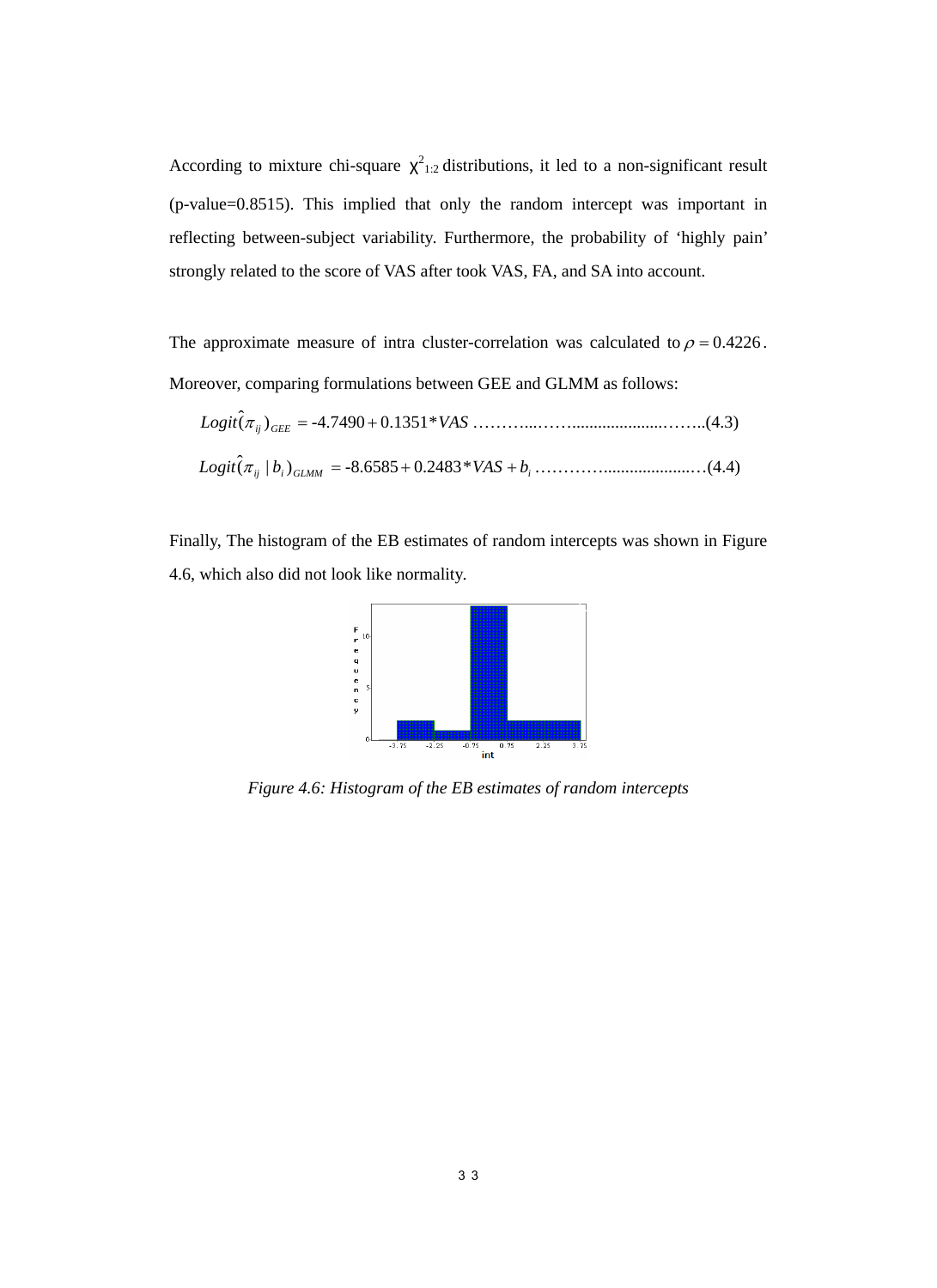According to mixture chi-square $\chi^2_{1:2}$ distributions, it led to a non-significant result (p-value=0.8515). This implied that only the random intercept was important in reflecting between-subject variability. Furthermore, the probability of 'highly pain' strongly related to the score of VAS after took VAS, FA, and SA into account.

The approximate measure of intra cluster-correlation was calculated to $\rho = 0.4226$. Moreover, comparing formulations between GEE and GLMM as follows:

$$Logit(\hat{\pi}_{ij})_{GEE} = -4.7490 + 0.1351 * VAS \quad \text{......................(4.3)}$$

$$Logit(\hat{\pi}_{ij} \mid b_i)_{GLMM} = -8.6585 + 0.2483 * VAS + b_i \quad \text{......................(4.4)}$$

Finally, The histogram of the EB estimates of random intercepts was shown in Figure 4.6, which also did not look like normality.

*Figure 4.6: Histogram of the EB estimates of random intercepts*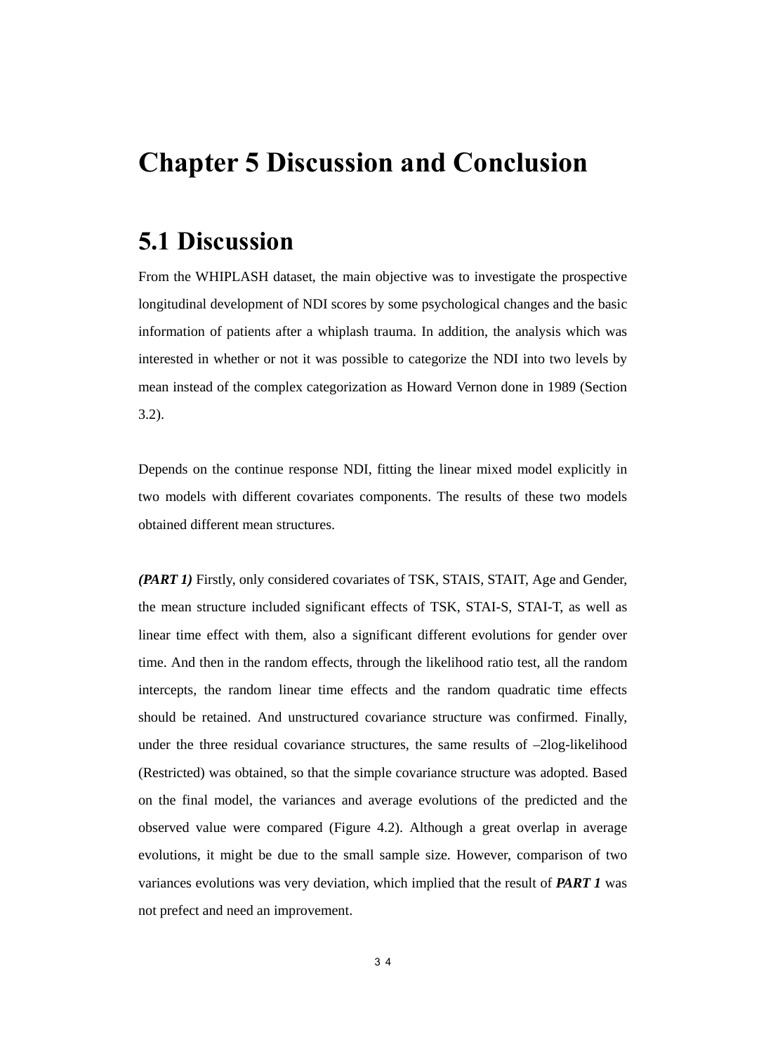# Chapter 5 Discussion and Conclusion

## 5.1 Discussion

From the WHIPLASH dataset, the main objective was to investigate the prospective longitudinal development of NDI scores by some psychological changes and the basic information of patients after a whiplash trauma. In addition, the analysis which was interested in whether or not it was possible to categorize the NDI into two levels by mean instead of the complex categorization as Howard Vernon done in 1989 (Section 3.2).

Depends on the continue response NDI, fitting the linear mixed model explicitly in two models with different covariates components. The results of these two models obtained different mean structures.

***(PART 1)*** Firstly, only considered covariates of TSK, STAIS, STAIT, Age and Gender, the mean structure included significant effects of TSK, STAI-S, STAI-T, as well as linear time effect with them, also a significant different evolutions for gender over time. And then in the random effects, through the likelihood ratio test, all the random intercepts, the random linear time effects and the random quadratic time effects should be retained. And unstructured covariance structure was confirmed. Finally, under the three residual covariance structures, the same results of –2log-likelihood (Restricted) was obtained, so that the simple covariance structure was adopted. Based on the final model, the variances and average evolutions of the predicted and the observed value were compared (Figure 4.2). Although a great overlap in average evolutions, it might be due to the small sample size. However, comparison of two variances evolutions was very deviation, which implied that the result of ***PART 1*** was not prefect and need an improvement.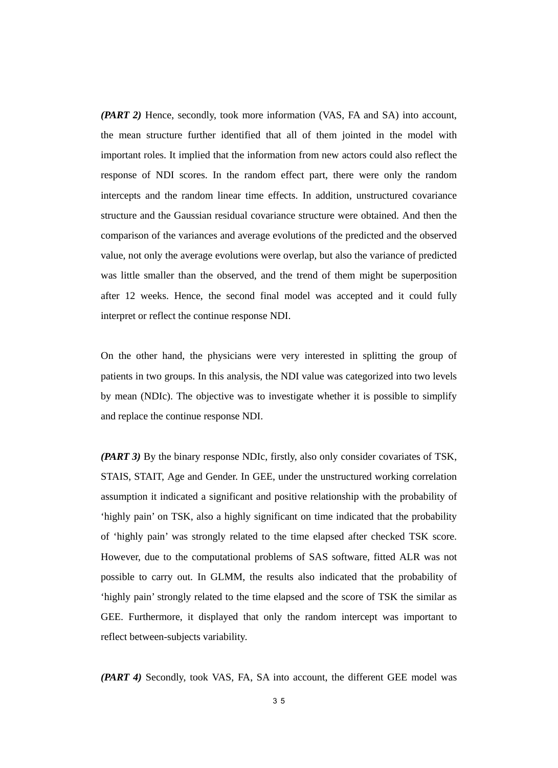***(PART 2)*** Hence, secondly, took more information (VAS, FA and SA) into account, the mean structure further identified that all of them jointed in the model with important roles. It implied that the information from new actors could also reflect the response of NDI scores. In the random effect part, there were only the random intercepts and the random linear time effects. In addition, unstructured covariance structure and the Gaussian residual covariance structure were obtained. And then the comparison of the variances and average evolutions of the predicted and the observed value, not only the average evolutions were overlap, but also the variance of predicted was little smaller than the observed, and the trend of them might be superposition after 12 weeks. Hence, the second final model was accepted and it could fully interpret or reflect the continue response NDI.

On the other hand, the physicians were very interested in splitting the group of patients in two groups. In this analysis, the NDI value was categorized into two levels by mean (NDIc). The objective was to investigate whether it is possible to simplify and replace the continue response NDI.

***(PART 3)*** By the binary response NDIc, firstly, also only consider covariates of TSK, STAIS, STAIT, Age and Gender. In GEE, under the unstructured working correlation assumption it indicated a significant and positive relationship with the probability of 'highly pain' on TSK, also a highly significant on time indicated that the probability of 'highly pain' was strongly related to the time elapsed after checked TSK score. However, due to the computational problems of SAS software, fitted ALR was not possible to carry out. In GLMM, the results also indicated that the probability of 'highly pain' strongly related to the time elapsed and the score of TSK the similar as GEE. Furthermore, it displayed that only the random intercept was important to reflect between-subjects variability.

***(PART 4)*** Secondly, took VAS, FA, SA into account, the different GEE model was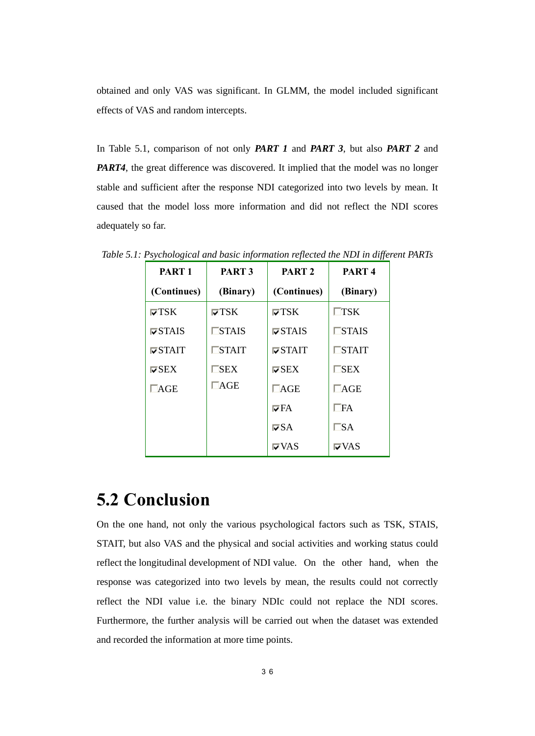obtained and only VAS was significant. In GLMM, the model included significant effects of VAS and random intercepts.

In Table 5.1, comparison of not only ***PART 1*** and ***PART 3***, but also ***PART 2*** and ***PART4***, the great difference was discovered. It implied that the model was no longer stable and sufficient after the response NDI categorized into two levels by mean. It caused that the model loss more information and did not reflect the NDI scores adequately so far.

*Table 5.1: Psychological and basic information reflected the NDI in different PARTs*

| PART 1 (Continues) | PART 3 (Binary) | PART 2 (Continues) | PART 4 (Binary) |
|---|---|---|---|
| ☑TSK | ☑TSK | ☑TSK | ☐TSK |
| ☑STAIS | ☐STAIS | ☑STAIS | ☐STAIS |
| ☑STAIT | ☐STAIT | ☑STAIT | ☐STAIT |
| ☑SEX | ☐SEX | ☑SEX | ☐SEX |
| ☐AGE | ☐AGE | ☐AGE | ☐AGE |
| | | ☑FA | ☐FA |
| | | ☑SA | ☐SA |
| | | ☑VAS | ☑VAS |

## 5.2 Conclusion

On the one hand, not only the various psychological factors such as TSK, STAIS, STAIT, but also VAS and the physical and social activities and working status could reflect the longitudinal development of NDI value. On the other hand, when the response was categorized into two levels by mean, the results could not correctly reflect the NDI value i.e. the binary NDIc could not replace the NDI scores. Furthermore, the further analysis will be carried out when the dataset was extended and recorded the information at more time points.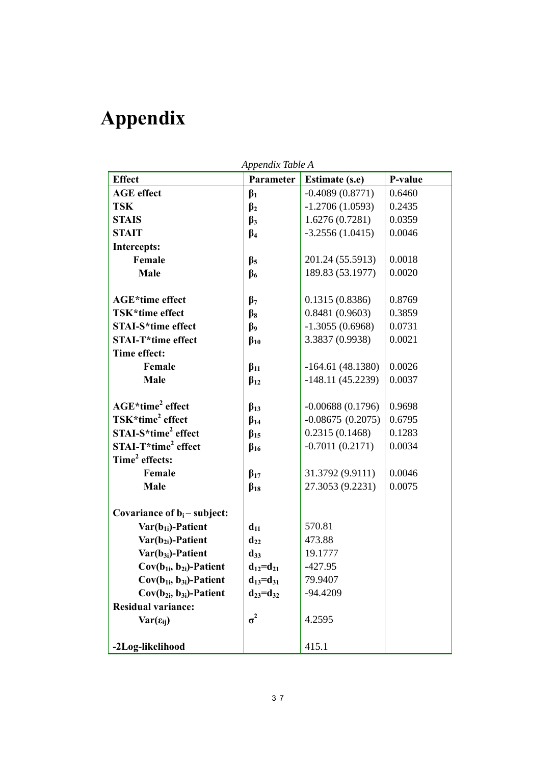# Appendix

*Appendix Table A*

| Effect | Parameter | Estimate (s.e) | P-value |
|---|---|---|---|
| **AGE effect** | $\beta_1$ | -0.4089 (0.8771) | 0.6460 |
| **TSK** | $\beta_2$ | -1.2706 (1.0593) | 0.2435 |
| **STAIS** | $\beta_3$ | 1.6276 (0.7281) | 0.0359 |
| **STAIT** | $\beta_4$ | -3.2556 (1.0415) | 0.0046 |
| **Intercepts:** | | | |
| **Female** | $\beta_5$ | 201.24 (55.5913) | 0.0018 |
| **Male** | $\beta_6$ | 189.83 (53.1977) | 0.0020 |
| | | | |
| **AGE*time effect** | $\beta_7$ | 0.1315 (0.8386) | 0.8769 |
| **TSK*time effect** | $\beta_8$ | 0.8481 (0.9603) | 0.3859 |
| **STAI-S*time effect** | $\beta_9$ | -1.3055 (0.6968) | 0.0731 |
| **STAI-T*time effect** | $\beta_{10}$ | 3.3837 (0.9938) | 0.0021 |
| **Time effect:** | | | |
| **Female** | $\beta_{11}$ | -164.61 (48.1380) | 0.0026 |
| **Male** | $\beta_{12}$ | -148.11 (45.2239) | 0.0037 |
| | | | |
| **AGE*time$^2$ effect** | $\beta_{13}$ | -0.00688 (0.1796) | 0.9698 |
| **TSK*time$^2$ effect** | $\beta_{14}$ | -0.08675 (0.2075) | 0.6795 |
| **STAI-S*time$^2$ effect** | $\beta_{15}$ | 0.2315 (0.1468) | 0.1283 |
| **STAI-T*time$^2$ effect** | $\beta_{16}$ | -0.7011 (0.2171) | 0.0034 |
| **Time$^2$ effects:** | | | |
| **Female** | $\beta_{17}$ | 31.3792 (9.9111) | 0.0046 |
| **Male** | $\beta_{18}$ | 27.3053 (9.2231) | 0.0075 |
| | | | |
| **Covariance of $b_i$ – subject:** | | | |
| **Var($b_{1i}$)-Patient** | $d_{11}$ | 570.81 | |
| **Var($b_{2i}$)-Patient** | $d_{22}$ | 473.88 | |
| **Var($b_{3i}$)-Patient** | $d_{33}$ | 19.1777 | |
| **Cov($b_{1i}$, $b_{2i}$)-Patient** | $d_{12}=d_{21}$ | -427.95 | |
| **Cov($b_{1i}$, $b_{3i}$)-Patient** | $d_{13}=d_{31}$ | 79.9407 | |
| **Cov($b_{2i}$, $b_{3i}$)-Patient** | $d_{23}=d_{32}$ | -94.4209 | |
| **Residual variance:** | | | |
| **Var($\varepsilon_{ij}$)** | $\sigma^2$ | 4.2595 | |
| | | | |
| **-2Log-likelihood** | | 415.1 | |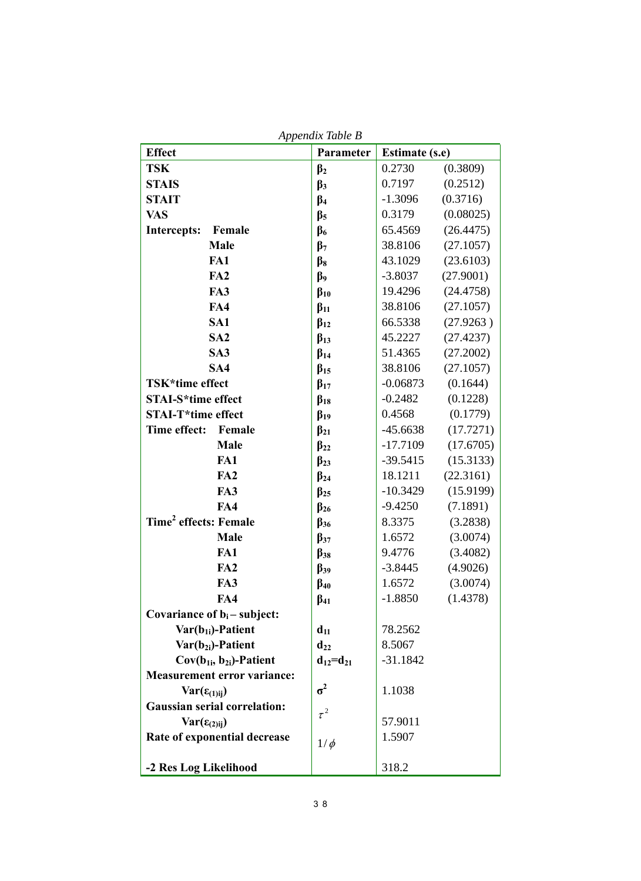*Appendix Table B*

| Effect | | Parameter | Estimate (s.e) | |
|---|---|---|---|---|
| **TSK** | | $\beta_2$ | 0.2730 | (0.3809) |
| **STAIS** | | $\beta_3$ | 0.7197 | (0.2512) |
| **STAIT** | | $\beta_4$ | -1.3096 | (0.3716) |
| **VAS** | | $\beta_5$ | 0.3179 | (0.08025) |
| **Intercepts:** | **Female** | $\beta_6$ | 65.4569 | (26.4475) |
| | **Male** | $\beta_7$ | 38.8106 | (27.1057) |
| | **FA1** | $\beta_8$ | 43.1029 | (23.6103) |
| | **FA2** | $\beta_9$ | -3.8037 | (27.9001) |
| | **FA3** | $\beta_{10}$ | 19.4296 | (24.4758) |
| | **FA4** | $\beta_{11}$ | 38.8106 | (27.1057) |
| | **SA1** | $\beta_{12}$ | 66.5338 | (27.9263 ) |
| | **SA2** | $\beta_{13}$ | 45.2227 | (27.4237) |
| | **SA3** | $\beta_{14}$ | 51.4365 | (27.2002) |
| | **SA4** | $\beta_{15}$ | 38.8106 | (27.1057) |
| **TSK*time effect** | | $\beta_{17}$ | -0.06873 | (0.1644) |
| **STAI-S*time effect** | | $\beta_{18}$ | -0.2482 | (0.1228) |
| **STAI-T*time effect** | | $\beta_{19}$ | 0.4568 | (0.1779) |
| **Time effect:** | **Female** | $\beta_{21}$ | -45.6638 | (17.7271) |
| | **Male** | $\beta_{22}$ | -17.7109 | (17.6705) |
| | **FA1** | $\beta_{23}$ | -39.5415 | (15.3133) |
| | **FA2** | $\beta_{24}$ | 18.1211 | (22.3161) |
| | **FA3** | $\beta_{25}$ | -10.3429 | (15.9199) |
| | **FA4** | $\beta_{26}$ | -9.4250 | (7.1891) |
| **Time$^2$ effects:** | **Female** | $\beta_{36}$ | 8.3375 | (3.2838) |
| | **Male** | $\beta_{37}$ | 1.6572 | (3.0074) |
| | **FA1** | $\beta_{38}$ | 9.4776 | (3.4082) |
| | **FA2** | $\beta_{39}$ | -3.8445 | (4.9026) |
| | **FA3** | $\beta_{40}$ | 1.6572 | (3.0074) |
| | **FA4** | $\beta_{41}$ | -1.8850 | (1.4378) |
| **Covariance of $b_i$ – subject:** | | | | |
| **$Var(b_{1i})$-Patient** | | $d_{11}$ | 78.2562 | |
| **$Var(b_{2i})$-Patient** | | $d_{22}$ | 8.5067 | |
| **$Cov(b_{1i}, b_{2i})$-Patient** | | $d_{12}=d_{21}$ | -31.1842 | |
| **Measurement error variance:** | | | | |
| **$Var(\varepsilon_{(1)ij})$** | | $\sigma^2$ | 1.1038 | |
| **Gaussian serial correlation:** | | | | |
| **$Var(\varepsilon_{(2)ij})$** | | $\tau^2$ | 57.9011 | |
| **Rate of exponential decrease** | | $1/\phi$ | 1.5907 | |
| **-2 Res Log Likelihood** | | | 318.2 | |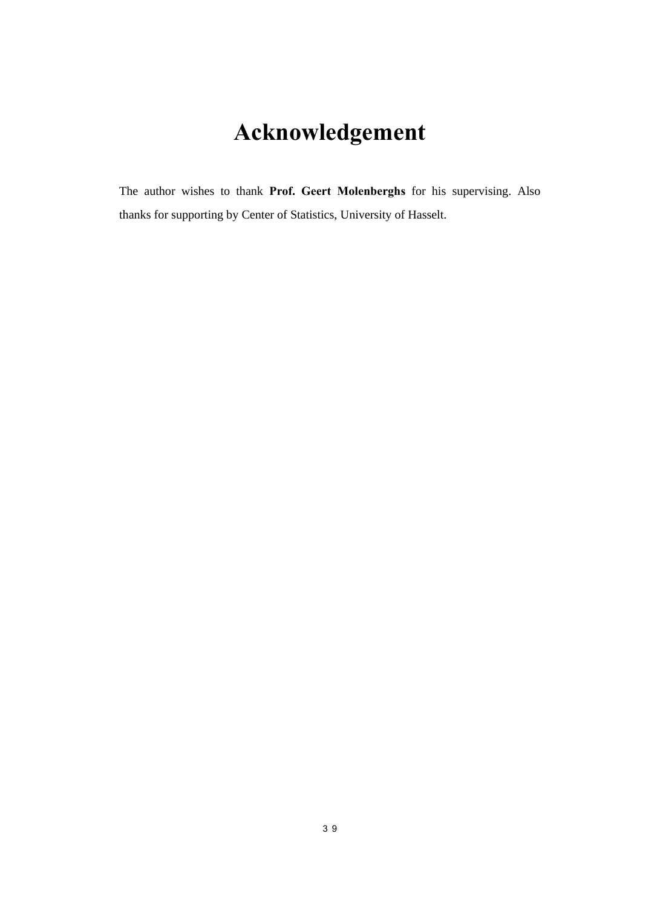# Acknowledgement

The author wishes to thank **Prof. Geert Molenberghs** for his supervising. Also thanks for supporting by Center of Statistics, University of Hasselt.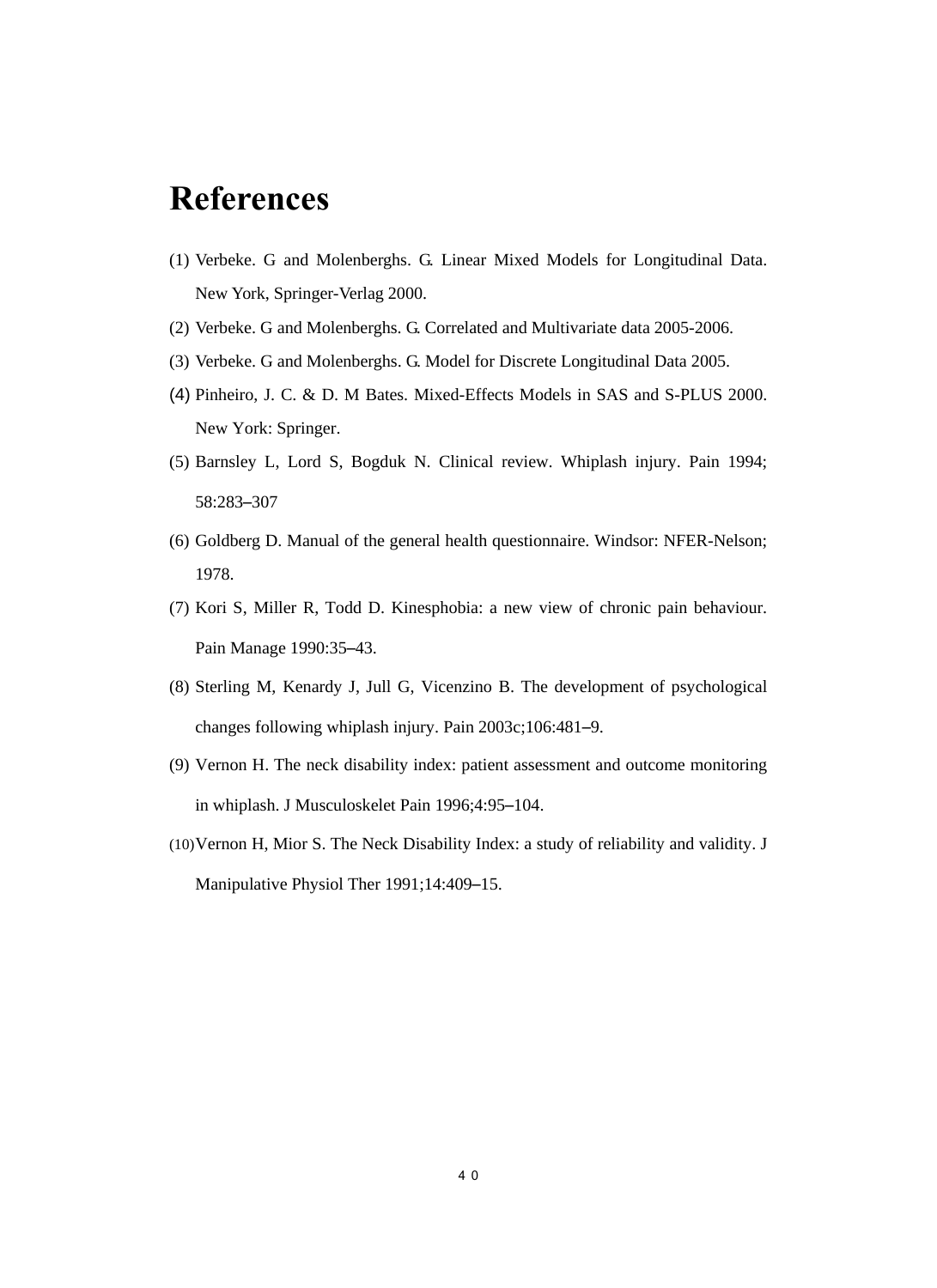# References

(1) Verbeke. G and Molenberghs. G. Linear Mixed Models for Longitudinal Data. New York, Springer-Verlag 2000.

(2) Verbeke. G and Molenberghs. G. Correlated and Multivariate data 2005-2006.

(3) Verbeke. G and Molenberghs. G. Model for Discrete Longitudinal Data 2005.

(4) Pinheiro, J. C. & D. M Bates. Mixed-Effects Models in SAS and S-PLUS 2000. New York: Springer.

(5) Barnsley L, Lord S, Bogduk N. Clinical review. Whiplash injury. Pain 1994; 58:283–307

(6) Goldberg D. Manual of the general health questionnaire. Windsor: NFER-Nelson; 1978.

(7) Kori S, Miller R, Todd D. Kinesphobia: a new view of chronic pain behaviour. Pain Manage 1990:35–43.

(8) Sterling M, Kenardy J, Jull G, Vicenzino B. The development of psychological changes following whiplash injury. Pain 2003c;106:481–9.

(9) Vernon H. The neck disability index: patient assessment and outcome monitoring in whiplash. J Musculoskelet Pain 1996;4:95–104.

(10) Vernon H, Mior S. The Neck Disability Index: a study of reliability and validity. J Manipulative Physiol Ther 1991;14:409–15.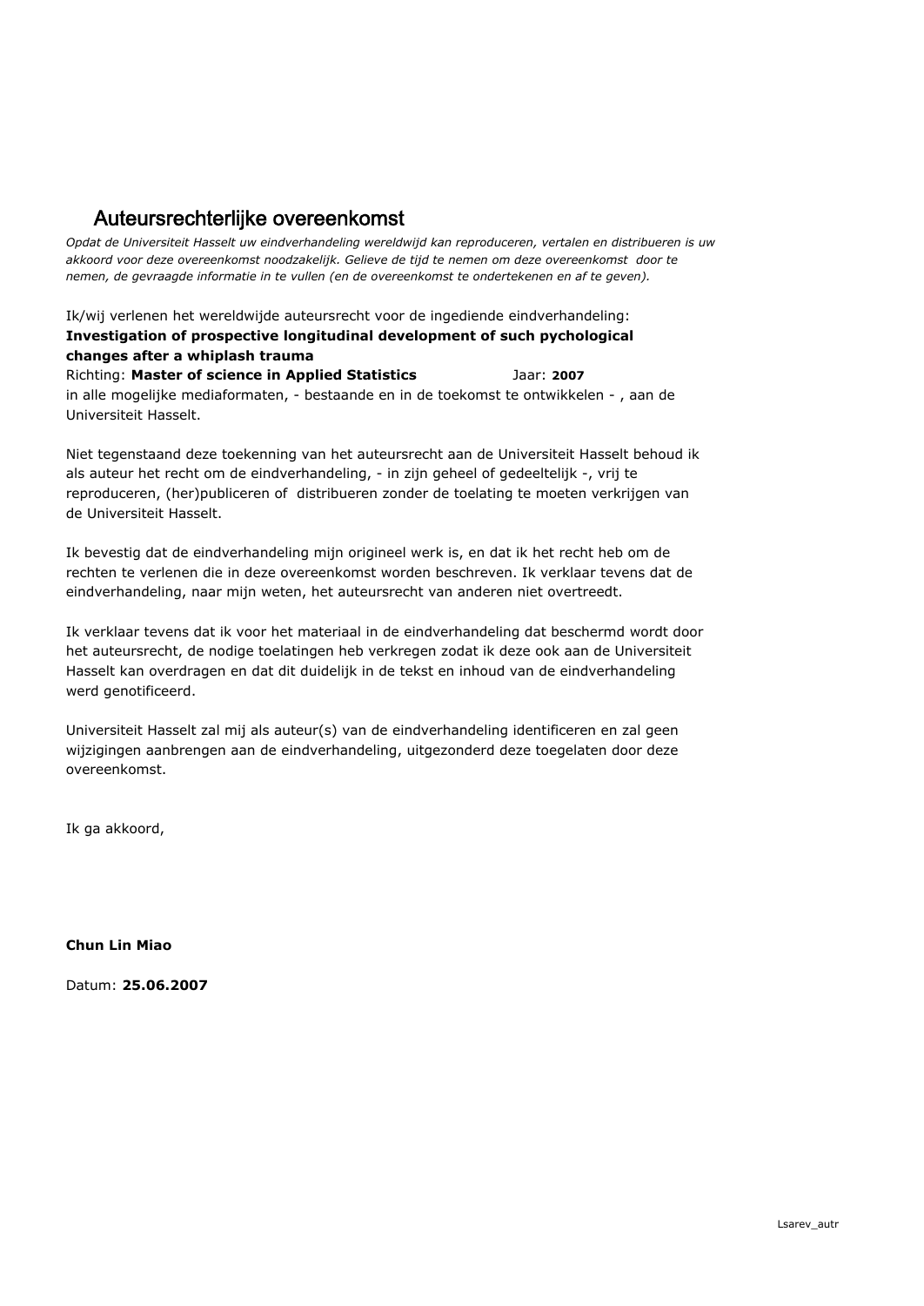# Auteursrechterlijke overeenkomst

*Opdat de Universiteit Hasselt uw eindverhandeling wereldwijd kan reproduceren, vertalen en distribueren is uw akkoord voor deze overeenkomst noodzakelijk. Gelieve de tijd te nemen om deze overeenkomst door te nemen, de gevraagde informatie in te vullen (en de overeenkomst te ondertekenen en af te geven).*

Ik/wij verlenen het wereldwijde auteursrecht voor de ingediende eindverhandeling:
**Investigation of prospective longitudinal development of such pychological changes after a whiplash trauma**
Richting: **Master of science in Applied Statistics** Jaar: **2007**
in alle mogelijke mediaformaten, - bestaande en in de toekomst te ontwikkelen - , aan de Universiteit Hasselt.

Niet tegenstaand deze toekenning van het auteursrecht aan de Universiteit Hasselt behoud ik als auteur het recht om de eindverhandeling, - in zijn geheel of gedeeltelijk -, vrij te reproduceren, (her)publiceren of distribueren zonder de toelating te moeten verkrijgen van de Universiteit Hasselt.

Ik bevestig dat de eindverhandeling mijn origineel werk is, en dat ik het recht heb om de rechten te verlenen die in deze overeenkomst worden beschreven. Ik verklaar tevens dat de eindverhandeling, naar mijn weten, het auteursrecht van anderen niet overtreedt.

Ik verklaar tevens dat ik voor het materiaal in de eindverhandeling dat beschermd wordt door het auteursrecht, de nodige toelatingen heb verkregen zodat ik deze ook aan de Universiteit Hasselt kan overdragen en dat dit duidelijk in de tekst en inhoud van de eindverhandeling werd genotificeerd.

Universiteit Hasselt zal mij als auteur(s) van de eindverhandeling identificeren en zal geen wijzigingen aanbrengen aan de eindverhandeling, uitgezonderd deze toegelaten door deze overeenkomst.

Ik ga akkoord,

**Chun Lin Miao**

Datum: **25.06.2007**

Lsarev_autr